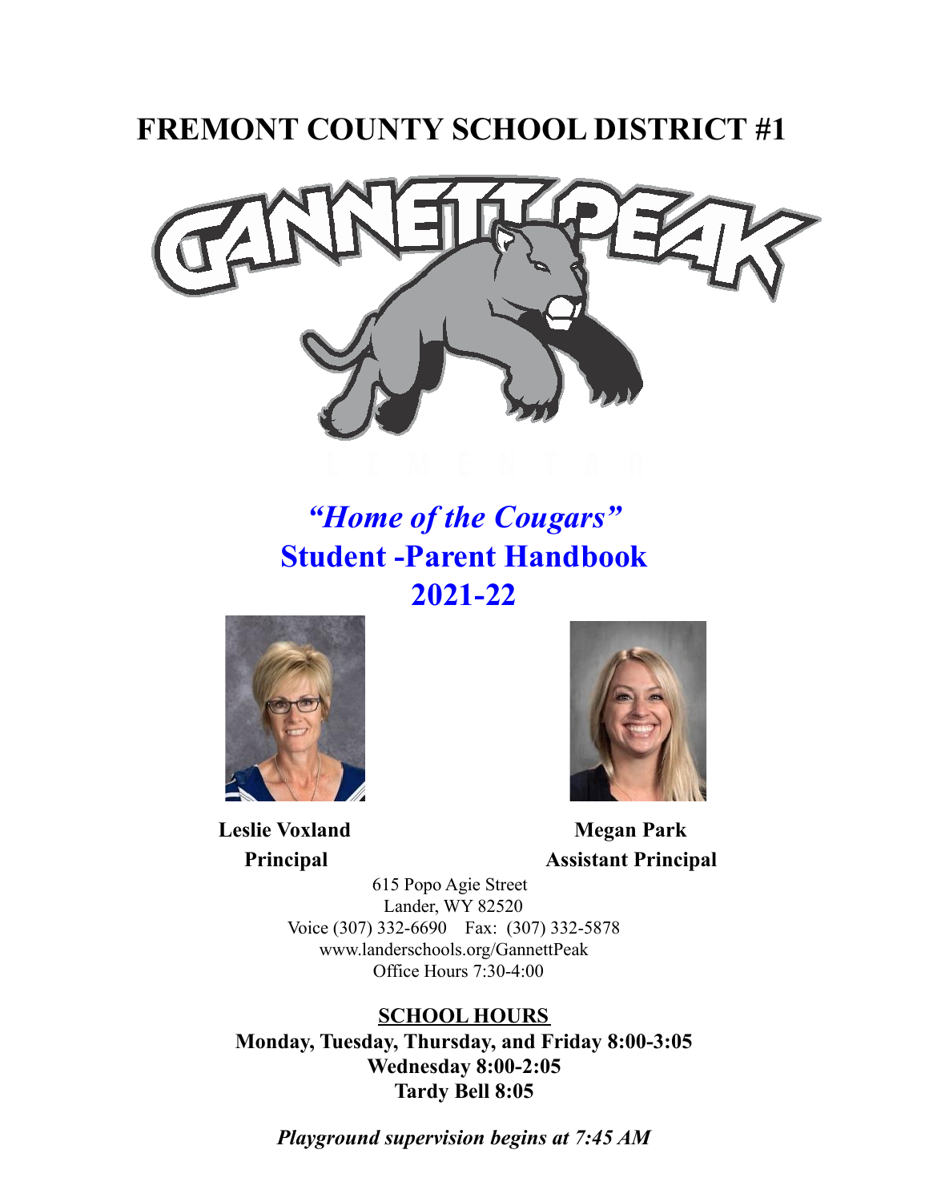# FREMONT COUNTY SCHOOL DISTRICT #1

*"Home of the Cougars"*

**Student -Parent Handbook**

**2021-22**

**Leslie Voxland**
**Principal**

**Megan Park**
**Assistant Principal**

615 Popo Agie Street
Lander, WY 82520
Voice (307) 332-6690 Fax: (307) 332-5878
www.landerschools.org/GannettPeak
Office Hours 7:30-4:00

**SCHOOL HOURS**

**Monday, Tuesday, Thursday, and Friday 8:00-3:05**
**Wednesday 8:00-2:05**
**Tardy Bell 8:05**

***Playground supervision begins at 7:45 AM***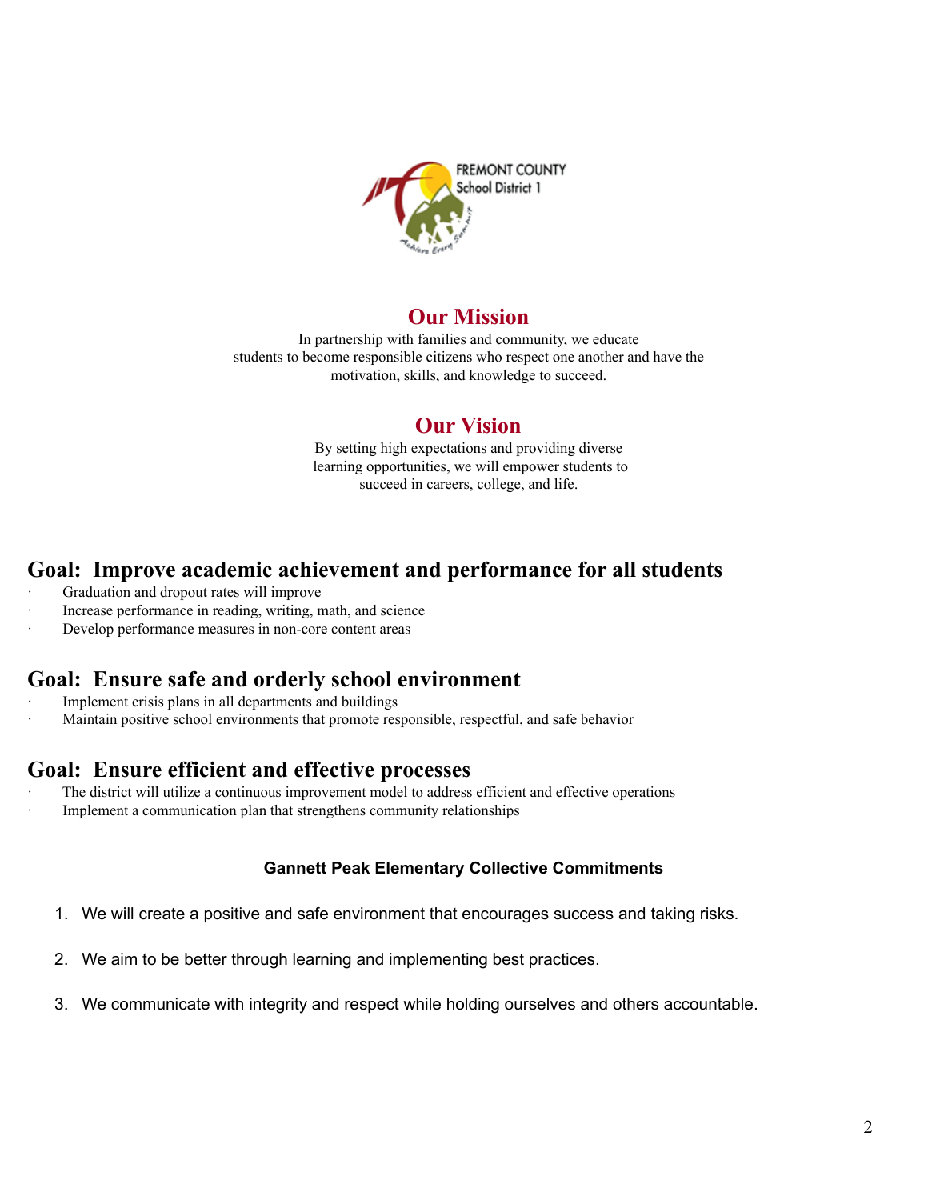## Our Mission

In partnership with families and community, we educate students to become responsible citizens who respect one another and have the motivation, skills, and knowledge to succeed.

## Our Vision

By setting high expectations and providing diverse learning opportunities, we will empower students to succeed in careers, college, and life.

## Goal: Improve academic achievement and performance for all students

- Graduation and dropout rates will improve
- Increase performance in reading, writing, math, and science
- Develop performance measures in non-core content areas

## Goal: Ensure safe and orderly school environment

- Implement crisis plans in all departments and buildings
- Maintain positive school environments that promote responsible, respectful, and safe behavior

## Goal: Ensure efficient and effective processes

- The district will utilize a continuous improvement model to address efficient and effective operations
- Implement a communication plan that strengthens community relationships

### Gannett Peak Elementary Collective Commitments

1. We will create a positive and safe environment that encourages success and taking risks.
2. We aim to be better through learning and implementing best practices.
3. We communicate with integrity and respect while holding ourselves and others accountable.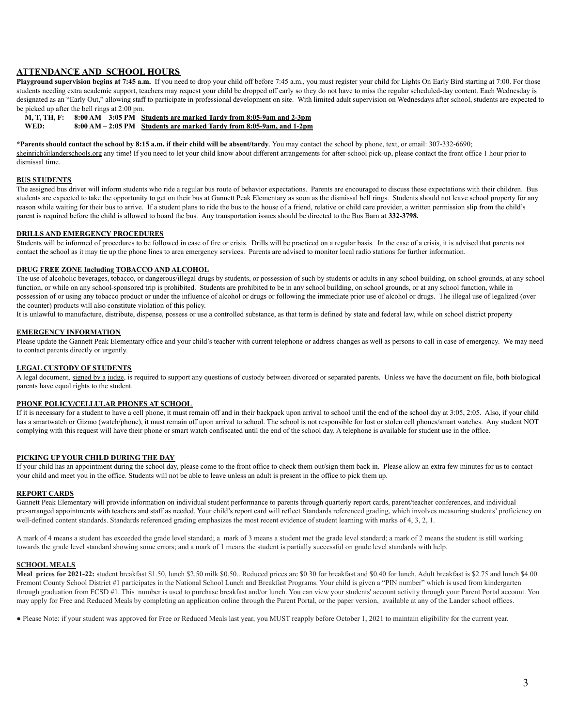## ATTENDANCE AND SCHOOL HOURS

**Playground supervision begins at 7:45 a.m.** If you need to drop your child off before 7:45 a.m., you must register your child for Lights On Early Bird starting at 7:00. For those students needing extra academic support, teachers may request your child be dropped off early so they do not have to miss the regular scheduled-day content. Each Wednesday is designated as an "Early Out," allowing staff to participate in professional development on site. With limited adult supervision on Wednesdays after school, students are expected to be picked up after the bell rings at 2:00 pm.

**M, T, TH, F: 8:00 AM – 3:05 PM Students are marked Tardy from 8:05-9am and 2-3pm**
**WED: 8:00 AM – 2:05 PM Students are marked Tardy from 8:05-9am, and 1-2pm**

**\*Parents should contact the school by 8:15 a.m. if their child will be absent/tardy**. You may contact the school by phone, text, or email: 307-332-6690; sheinrich@landerschools.org any time! If you need to let your child know about different arrangements for after-school pick-up, please contact the front office 1 hour prior to dismissal time.

### BUS STUDENTS

The assigned bus driver will inform students who ride a regular bus route of behavior expectations. Parents are encouraged to discuss these expectations with their children. Bus students are expected to take the opportunity to get on their bus at Gannett Peak Elementary as soon as the dismissal bell rings. Students should not leave school property for any reason while waiting for their bus to arrive. If a student plans to ride the bus to the house of a friend, relative or child care provider, a written permission slip from the child's parent is required before the child is allowed to board the bus. Any transportation issues should be directed to the Bus Barn at **332-3798.**

### DRILLS AND EMERGENCY PROCEDURES

Students will be informed of procedures to be followed in case of fire or crisis. Drills will be practiced on a regular basis. In the case of a crisis, it is advised that parents not contact the school as it may tie up the phone lines to area emergency services. Parents are advised to monitor local radio stations for further information.

### DRUG FREE ZONE Including TOBACCO AND ALCOHOL

The use of alcoholic beverages, tobacco, or dangerous/illegal drugs by students, or possession of such by students or adults in any school building, on school grounds, at any school function, or while on any school-sponsored trip is prohibited. Students are prohibited to be in any school building, on school grounds, or at any school function, while in possession of or using any tobacco product or under the influence of alcohol or drugs or following the immediate prior use of alcohol or drugs. The illegal use of legalized (over the counter) products will also constitute violation of this policy.

It is unlawful to manufacture, distribute, dispense, possess or use a controlled substance, as that term is defined by state and federal law, while on school district property

### EMERGENCY INFORMATION

Please update the Gannett Peak Elementary office and your child's teacher with current telephone or address changes as well as persons to call in case of emergency. We may need to contact parents directly or urgently.

### LEGAL CUSTODY OF STUDENTS

A legal document, signed by a judge, is required to support any questions of custody between divorced or separated parents. Unless we have the document on file, both biological parents have equal rights to the student.

### PHONE POLICY/CELLULAR PHONES AT SCHOOL

If it is necessary for a student to have a cell phone, it must remain off and in their backpack upon arrival to school until the end of the school day at 3:05, 2:05. Also, if your child has a smartwatch or Gizmo (watch/phone), it must remain off upon arrival to school. The school is not responsible for lost or stolen cell phones/smart watches. Any student NOT complying with this request will have their phone or smart watch confiscated until the end of the school day. A telephone is available for student use in the office.

### PICKING UP YOUR CHILD DURING THE DAY

If your child has an appointment during the school day, please come to the front office to check them out/sign them back in. Please allow an extra few minutes for us to contact your child and meet you in the office. Students will not be able to leave unless an adult is present in the office to pick them up.

### REPORT CARDS

Gannett Peak Elementary will provide information on individual student performance to parents through quarterly report cards, parent/teacher conferences, and individual pre-arranged appointments with teachers and staff as needed. Your child's report card will reflect Standards referenced grading, which involves measuring students' proficiency on well-defined content standards. Standards referenced grading emphasizes the most recent evidence of student learning with marks of 4, 3, 2, 1.

A mark of 4 means a student has exceeded the grade level standard; a mark of 3 means a student met the grade level standard; a mark of 2 means the student is still working towards the grade level standard showing some errors; and a mark of 1 means the student is partially successful on grade level standards with help.

### SCHOOL MEALS

**Meal prices for 2021-22:** student breakfast $1.50, lunch $2.50 milk $0.50.. Reduced prices are $0.30 for breakfast and $0.40 for lunch. Adult breakfast is $2.75 and lunch $4.00. Fremont County School District #1 participates in the National School Lunch and Breakfast Programs. Your child is given a "PIN number" which is used from kindergarten through graduation from FCSD #1. This number is used to purchase breakfast and/or lunch. You can view your students' account activity through your Parent Portal account. You may apply for Free and Reduced Meals by completing an application online through the Parent Portal, or the paper version, available at any of the Lander school offices.

- Please Note: if your student was approved for Free or Reduced Meals last year, you MUST reapply before October 1, 2021 to maintain eligibility for the current year.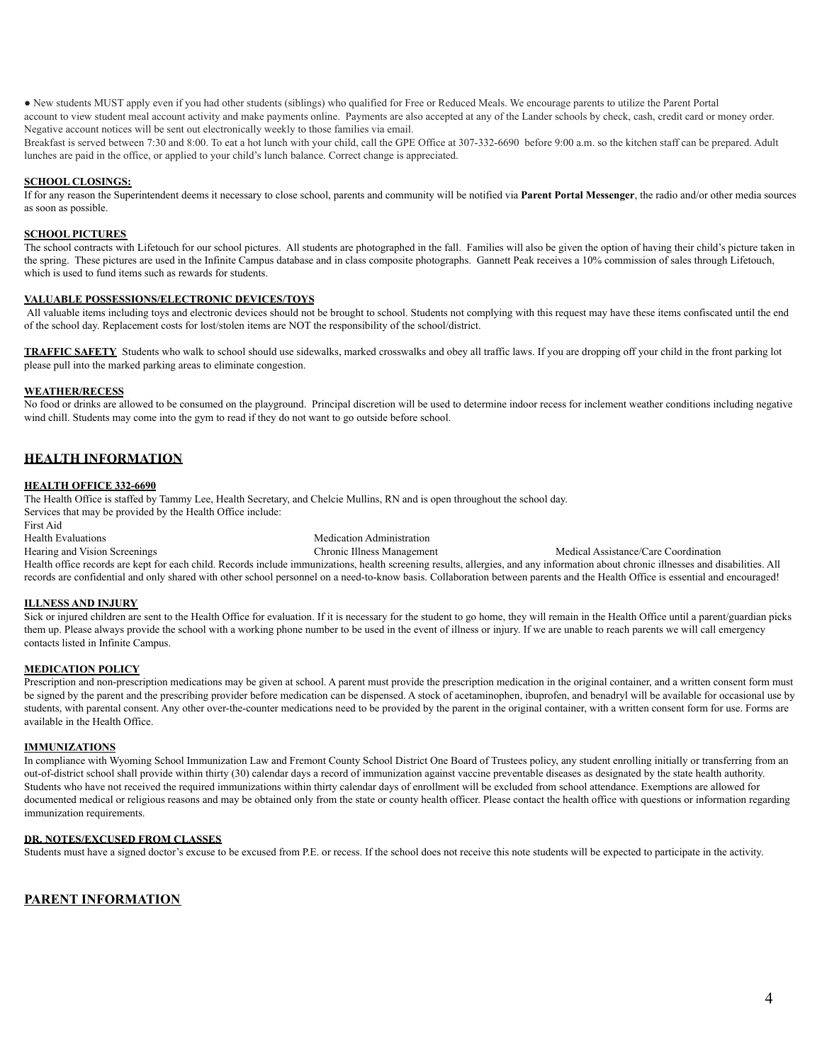- New students MUST apply even if you had other students (siblings) who qualified for Free or Reduced Meals. We encourage parents to utilize the Parent Portal account to view student meal account activity and make payments online. Payments are also accepted at any of the Lander schools by check, cash, credit card or money order. Negative account notices will be sent out electronically weekly to those families via email.

Breakfast is served between 7:30 and 8:00. To eat a hot lunch with your child, call the GPE Office at 307-332-6690 before 9:00 a.m. so the kitchen staff can be prepared. Adult lunches are paid in the office, or applied to your child's lunch balance. Correct change is appreciated.

### SCHOOL CLOSINGS:

If for any reason the Superintendent deems it necessary to close school, parents and community will be notified via **Parent Portal Messenger**, the radio and/or other media sources as soon as possible.

### SCHOOL PICTURES

The school contracts with Lifetouch for our school pictures. All students are photographed in the fall. Families will also be given the option of having their child's picture taken in the spring. These pictures are used in the Infinite Campus database and in class composite photographs. Gannett Peak receives a 10% commission of sales through Lifetouch, which is used to fund items such as rewards for students.

### VALUABLE POSSESSIONS/ELECTRONIC DEVICES/TOYS

All valuable items including toys and electronic devices should not be brought to school. Students not complying with this request may have these items confiscated until the end of the school day. Replacement costs for lost/stolen items are NOT the responsibility of the school/district.

**TRAFFIC SAFETY** Students who walk to school should use sidewalks, marked crosswalks and obey all traffic laws. If you are dropping off your child in the front parking lot please pull into the marked parking areas to eliminate congestion.

### WEATHER/RECESS

No food or drinks are allowed to be consumed on the playground. Principal discretion will be used to determine indoor recess for inclement weather conditions including negative wind chill. Students may come into the gym to read if they do not want to go outside before school.

## HEALTH INFORMATION

### HEALTH OFFICE 332-6690

The Health Office is staffed by Tammy Lee, Health Secretary, and Chelcie Mullins, RN and is open throughout the school day.

Services that may be provided by the Health Office include:

- First Aid
- Health Evaluations
- Medication Administration
- Hearing and Vision Screenings
- Chronic Illness Management
- Medical Assistance/Care Coordination

Health office records are kept for each child. Records include immunizations, health screening results, allergies, and any information about chronic illnesses and disabilities. All records are confidential and only shared with other school personnel on a need-to-know basis. Collaboration between parents and the Health Office is essential and encouraged!

### ILLNESS AND INJURY

Sick or injured children are sent to the Health Office for evaluation. If it is necessary for the student to go home, they will remain in the Health Office until a parent/guardian picks them up. Please always provide the school with a working phone number to be used in the event of illness or injury. If we are unable to reach parents we will call emergency contacts listed in Infinite Campus.

### MEDICATION POLICY

Prescription and non-prescription medications may be given at school. A parent must provide the prescription medication in the original container, and a written consent form must be signed by the parent and the prescribing provider before medication can be dispensed. A stock of acetaminophen, ibuprofen, and benadryl will be available for occasional use by students, with parental consent. Any other over-the-counter medications need to be provided by the parent in the original container, with a written consent form for use. Forms are available in the Health Office.

### IMMUNIZATIONS

In compliance with Wyoming School Immunization Law and Fremont County School District One Board of Trustees policy, any student enrolling initially or transferring from an out-of-district school shall provide within thirty (30) calendar days a record of immunization against vaccine preventable diseases as designated by the state health authority. Students who have not received the required immunizations within thirty calendar days of enrollment will be excluded from school attendance. Exemptions are allowed for documented medical or religious reasons and may be obtained only from the state or county health officer. Please contact the health office with questions or information regarding immunization requirements.

### DR. NOTES/EXCUSED FROM CLASSES

Students must have a signed doctor's excuse to be excused from P.E. or recess. If the school does not receive this note students will be expected to participate in the activity.

## PARENT INFORMATION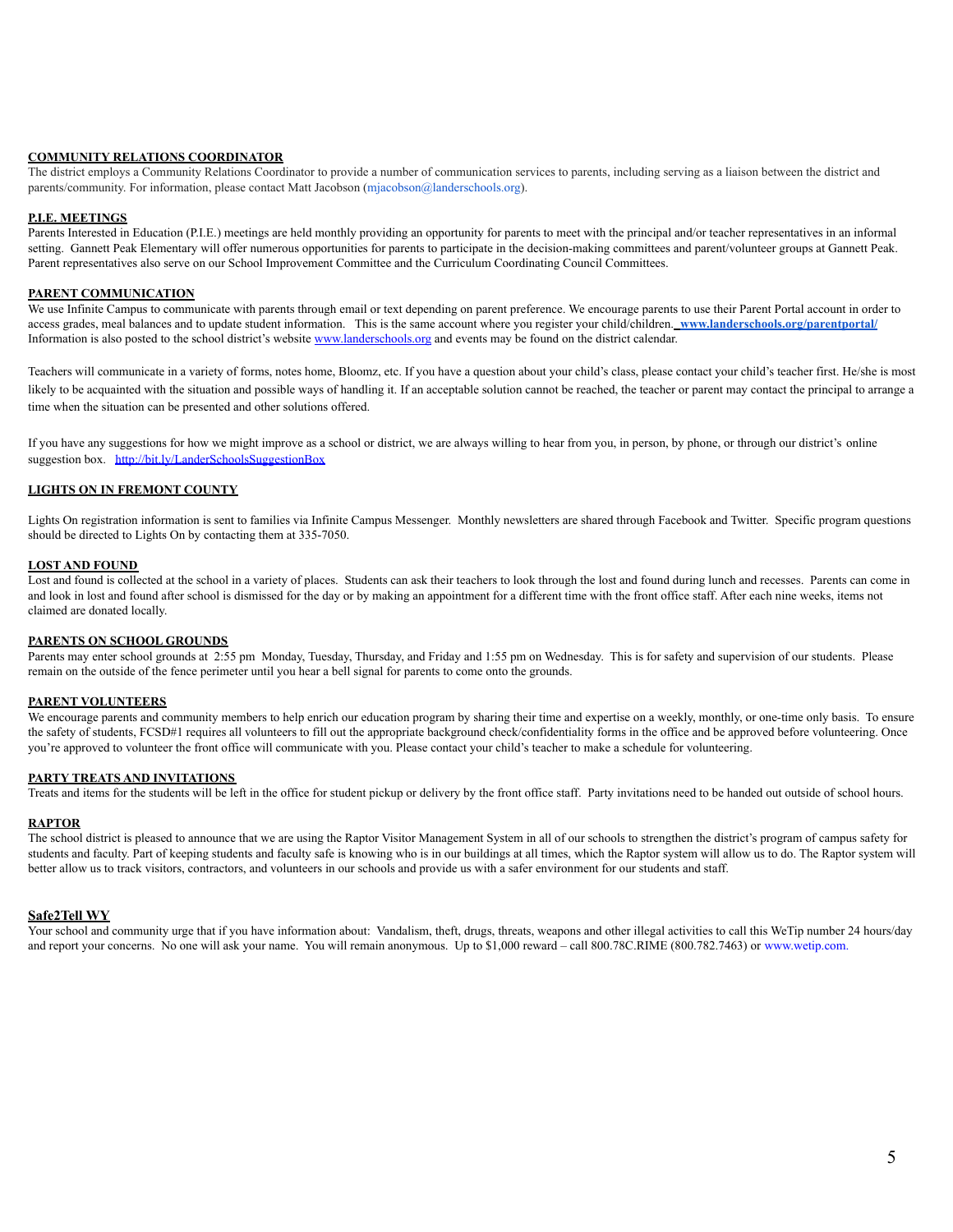## COMMUNITY RELATIONS COORDINATOR

The district employs a Community Relations Coordinator to provide a number of communication services to parents, including serving as a liaison between the district and parents/community. For information, please contact Matt Jacobson (mjacobson@landerschools.org).

## P.I.E. MEETINGS

Parents Interested in Education (P.I.E.) meetings are held monthly providing an opportunity for parents to meet with the principal and/or teacher representatives in an informal setting. Gannett Peak Elementary will offer numerous opportunities for parents to participate in the decision-making committees and parent/volunteer groups at Gannett Peak. Parent representatives also serve on our School Improvement Committee and the Curriculum Coordinating Council Committees.

## PARENT COMMUNICATION

We use Infinite Campus to communicate with parents through email or text depending on parent preference. We encourage parents to use their Parent Portal account in order to access grades, meal balances and to update student information. This is the same account where you register your child/children. **www.landerschools.org/parentportal/** Information is also posted to the school district's website www.landerschools.org and events may be found on the district calendar.

Teachers will communicate in a variety of forms, notes home, Bloomz, etc. If you have a question about your child's class, please contact your child's teacher first. He/she is most likely to be acquainted with the situation and possible ways of handling it. If an acceptable solution cannot be reached, the teacher or parent may contact the principal to arrange a time when the situation can be presented and other solutions offered.

If you have any suggestions for how we might improve as a school or district, we are always willing to hear from you, in person, by phone, or through our district's online suggestion box. http://bit.ly/LanderSchoolsSuggestionBox

## LIGHTS ON IN FREMONT COUNTY

Lights On registration information is sent to families via Infinite Campus Messenger. Monthly newsletters are shared through Facebook and Twitter. Specific program questions should be directed to Lights On by contacting them at 335-7050.

## LOST AND FOUND

Lost and found is collected at the school in a variety of places. Students can ask their teachers to look through the lost and found during lunch and recesses. Parents can come in and look in lost and found after school is dismissed for the day or by making an appointment for a different time with the front office staff. After each nine weeks, items not claimed are donated locally.

## PARENTS ON SCHOOL GROUNDS

Parents may enter school grounds at 2:55 pm Monday, Tuesday, Thursday, and Friday and 1:55 pm on Wednesday. This is for safety and supervision of our students. Please remain on the outside of the fence perimeter until you hear a bell signal for parents to come onto the grounds.

## PARENT VOLUNTEERS

We encourage parents and community members to help enrich our education program by sharing their time and expertise on a weekly, monthly, or one-time only basis. To ensure the safety of students, FCSD#1 requires all volunteers to fill out the appropriate background check/confidentiality forms in the office and be approved before volunteering. Once you're approved to volunteer the front office will communicate with you. Please contact your child's teacher to make a schedule for volunteering.

## PARTY TREATS AND INVITATIONS

Treats and items for the students will be left in the office for student pickup or delivery by the front office staff. Party invitations need to be handed out outside of school hours.

## RAPTOR

The school district is pleased to announce that we are using the Raptor Visitor Management System in all of our schools to strengthen the district's program of campus safety for students and faculty. Part of keeping students and faculty safe is knowing who is in our buildings at all times, which the Raptor system will allow us to do. The Raptor system will better allow us to track visitors, contractors, and volunteers in our schools and provide us with a safer environment for our students and staff.

## Safe2Tell WY

Your school and community urge that if you have information about: Vandalism, theft, drugs, threats, weapons and other illegal activities to call this WeTip number 24 hours/day and report your concerns. No one will ask your name. You will remain anonymous. Up to $1,000 reward – call 800.78C.RIME (800.782.7463) or www.wetip.com.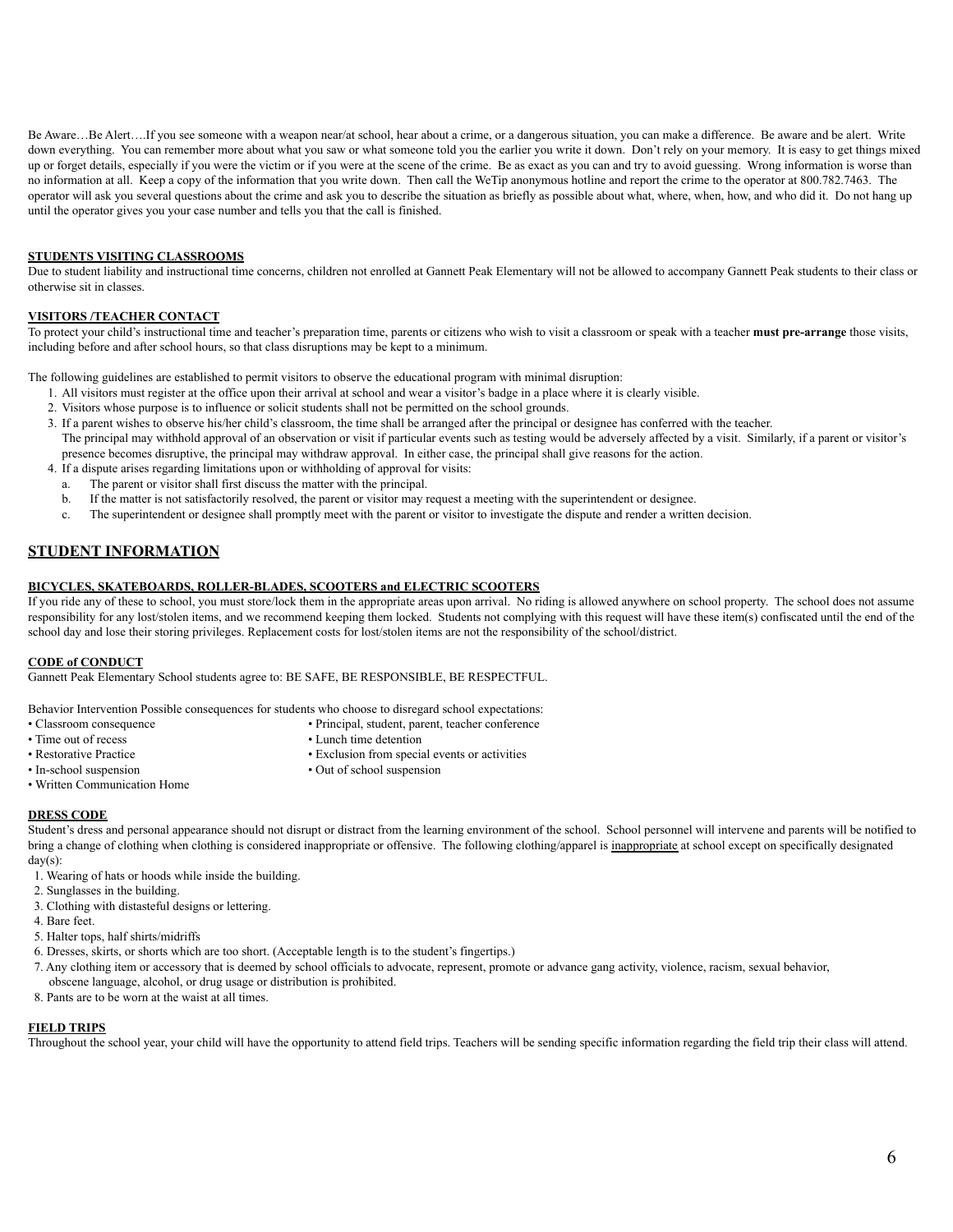Be Aware…Be Alert….If you see someone with a weapon near/at school, hear about a crime, or a dangerous situation, you can make a difference. Be aware and be alert. Write down everything. You can remember more about what you saw or what someone told you the earlier you write it down. Don't rely on your memory. It is easy to get things mixed up or forget details, especially if you were the victim or if you were at the scene of the crime. Be as exact as you can and try to avoid guessing. Wrong information is worse than no information at all. Keep a copy of the information that you write down. Then call the WeTip anonymous hotline and report the crime to the operator at 800.782.7463. The operator will ask you several questions about the crime and ask you to describe the situation as briefly as possible about what, where, when, how, and who did it. Do not hang up until the operator gives you your case number and tells you that the call is finished.

### STUDENTS VISITING CLASSROOMS

Due to student liability and instructional time concerns, children not enrolled at Gannett Peak Elementary will not be allowed to accompany Gannett Peak students to their class or otherwise sit in classes.

### VISITORS /TEACHER CONTACT

To protect your child's instructional time and teacher's preparation time, parents or citizens who wish to visit a classroom or speak with a teacher **must pre-arrange** those visits, including before and after school hours, so that class disruptions may be kept to a minimum.

The following guidelines are established to permit visitors to observe the educational program with minimal disruption:

1. All visitors must register at the office upon their arrival at school and wear a visitor's badge in a place where it is clearly visible.
2. Visitors whose purpose is to influence or solicit students shall not be permitted on the school grounds.
3. If a parent wishes to observe his/her child's classroom, the time shall be arranged after the principal or designee has conferred with the teacher. The principal may withhold approval of an observation or visit if particular events such as testing would be adversely affected by a visit. Similarly, if a parent or visitor's presence becomes disruptive, the principal may withdraw approval. In either case, the principal shall give reasons for the action.
4. If a dispute arises regarding limitations upon or withholding of approval for visits:
   a. The parent or visitor shall first discuss the matter with the principal.
   b. If the matter is not satisfactorily resolved, the parent or visitor may request a meeting with the superintendent or designee.
   c. The superintendent or designee shall promptly meet with the parent or visitor to investigate the dispute and render a written decision.

## STUDENT INFORMATION

### BICYCLES, SKATEBOARDS, ROLLER-BLADES, SCOOTERS and ELECTRIC SCOOTERS

If you ride any of these to school, you must store/lock them in the appropriate areas upon arrival. No riding is allowed anywhere on school property. The school does not assume responsibility for any lost/stolen items, and we recommend keeping them locked. Students not complying with this request will have these item(s) confiscated until the end of the school day and lose their storing privileges. Replacement costs for lost/stolen items are not the responsibility of the school/district.

### CODE of CONDUCT

Gannett Peak Elementary School students agree to: BE SAFE, BE RESPONSIBLE, BE RESPECTFUL.

Behavior Intervention Possible consequences for students who choose to disregard school expectations:

- Classroom consequence
- Time out of recess
- Restorative Practice
- In-school suspension
- Written Communication Home
- Principal, student, parent, teacher conference
- Lunch time detention
- Exclusion from special events or activities
- Out of school suspension

### DRESS CODE

Student's dress and personal appearance should not disrupt or distract from the learning environment of the school. School personnel will intervene and parents will be notified to bring a change of clothing when clothing is considered inappropriate or offensive. The following clothing/apparel is <u>inappropriate</u> at school except on specifically designated day(s):

1. Wearing of hats or hoods while inside the building.
2. Sunglasses in the building.
3. Clothing with distasteful designs or lettering.
4. Bare feet.
5. Halter tops, half shirts/midriffs
6. Dresses, skirts, or shorts which are too short. (Acceptable length is to the student's fingertips.)
7. Any clothing item or accessory that is deemed by school officials to advocate, represent, promote or advance gang activity, violence, racism, sexual behavior, obscene language, alcohol, or drug usage or distribution is prohibited.
8. Pants are to be worn at the waist at all times.

### FIELD TRIPS

Throughout the school year, your child will have the opportunity to attend field trips. Teachers will be sending specific information regarding the field trip their class will attend.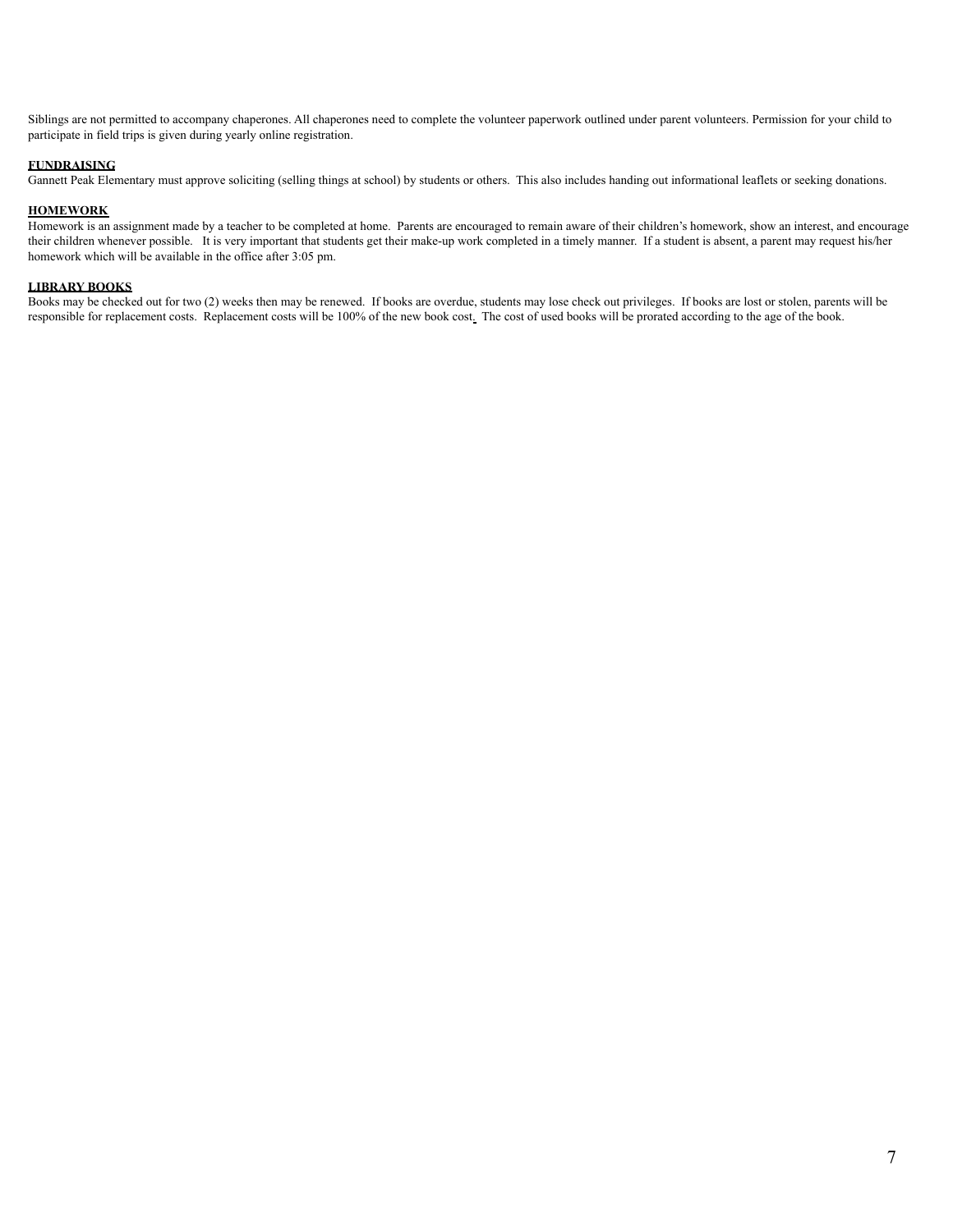Siblings are not permitted to accompany chaperones. All chaperones need to complete the volunteer paperwork outlined under parent volunteers. Permission for your child to participate in field trips is given during yearly online registration.

**FUNDRAISING**

Gannett Peak Elementary must approve soliciting (selling things at school) by students or others. This also includes handing out informational leaflets or seeking donations.

**HOMEWORK**

Homework is an assignment made by a teacher to be completed at home. Parents are encouraged to remain aware of their children's homework, show an interest, and encourage their children whenever possible. It is very important that students get their make-up work completed in a timely manner. If a student is absent, a parent may request his/her homework which will be available in the office after 3:05 pm.

**LIBRARY BOOKS**

Books may be checked out for two (2) weeks then may be renewed. If books are overdue, students may lose check out privileges. If books are lost or stolen, parents will be responsible for replacement costs. Replacement costs will be 100% of the new book cost. The cost of used books will be prorated according to the age of the book.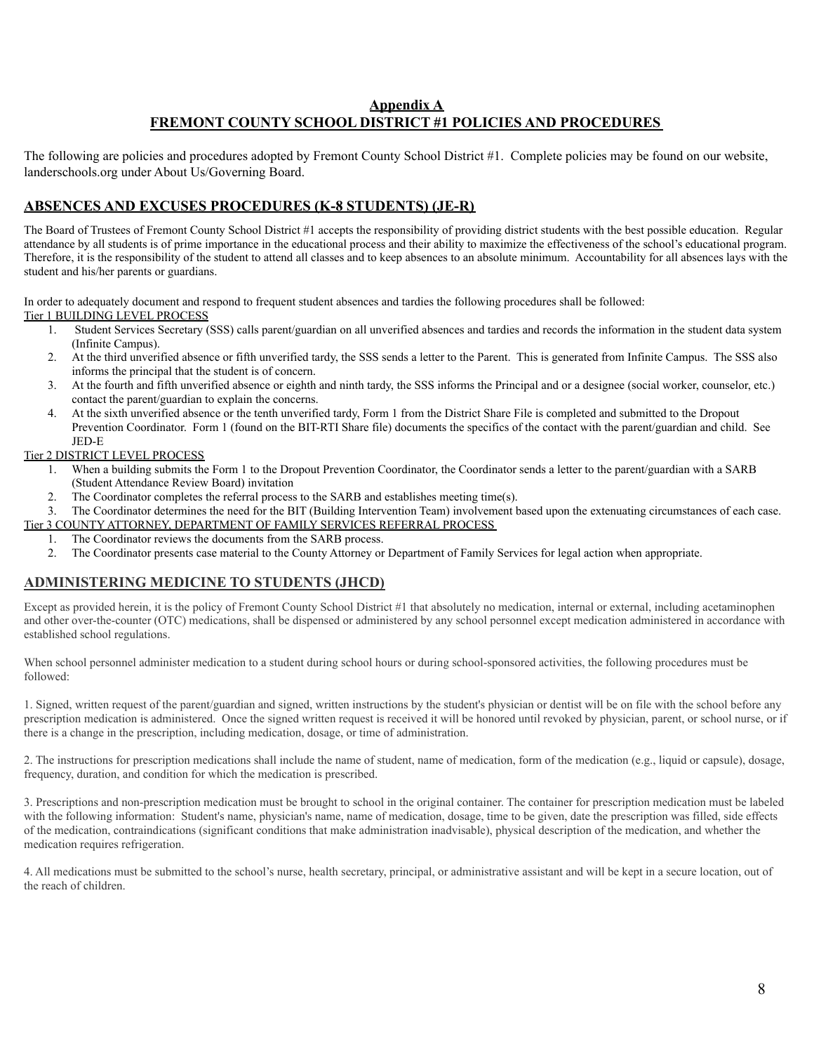# Appendix A
# FREMONT COUNTY SCHOOL DISTRICT #1 POLICIES AND PROCEDURES

The following are policies and procedures adopted by Fremont County School District #1. Complete policies may be found on our website, landerschools.org under About Us/Governing Board.

## ABSENCES AND EXCUSES PROCEDURES (K-8 STUDENTS) (JE-R)

The Board of Trustees of Fremont County School District #1 accepts the responsibility of providing district students with the best possible education. Regular attendance by all students is of prime importance in the educational process and their ability to maximize the effectiveness of the school's educational program. Therefore, it is the responsibility of the student to attend all classes and to keep absences to an absolute minimum. Accountability for all absences lays with the student and his/her parents or guardians.

In order to adequately document and respond to frequent student absences and tardies the following procedures shall be followed:

Tier 1 BUILDING LEVEL PROCESS

1. Student Services Secretary (SSS) calls parent/guardian on all unverified absences and tardies and records the information in the student data system (Infinite Campus).
2. At the third unverified absence or fifth unverified tardy, the SSS sends a letter to the Parent. This is generated from Infinite Campus. The SSS also informs the principal that the student is of concern.
3. At the fourth and fifth unverified absence or eighth and ninth tardy, the SSS informs the Principal and or a designee (social worker, counselor, etc.) contact the parent/guardian to explain the concerns.
4. At the sixth unverified absence or the tenth unverified tardy, Form 1 from the District Share File is completed and submitted to the Dropout Prevention Coordinator. Form 1 (found on the BIT-RTI Share file) documents the specifics of the contact with the parent/guardian and child. See JED-E

Tier 2 DISTRICT LEVEL PROCESS

1. When a building submits the Form 1 to the Dropout Prevention Coordinator, the Coordinator sends a letter to the parent/guardian with a SARB (Student Attendance Review Board) invitation
2. The Coordinator completes the referral process to the SARB and establishes meeting time(s).
3. The Coordinator determines the need for the BIT (Building Intervention Team) involvement based upon the extenuating circumstances of each case.

Tier 3 COUNTY ATTORNEY, DEPARTMENT OF FAMILY SERVICES REFERRAL PROCESS

1. The Coordinator reviews the documents from the SARB process.
2. The Coordinator presents case material to the County Attorney or Department of Family Services for legal action when appropriate.

## ADMINISTERING MEDICINE TO STUDENTS (JHCD)

Except as provided herein, it is the policy of Fremont County School District #1 that absolutely no medication, internal or external, including acetaminophen and other over-the-counter (OTC) medications, shall be dispensed or administered by any school personnel except medication administered in accordance with established school regulations.

When school personnel administer medication to a student during school hours or during school-sponsored activities, the following procedures must be followed:

1. Signed, written request of the parent/guardian and signed, written instructions by the student's physician or dentist will be on file with the school before any prescription medication is administered. Once the signed written request is received it will be honored until revoked by physician, parent, or school nurse, or if there is a change in the prescription, including medication, dosage, or time of administration.

2. The instructions for prescription medications shall include the name of student, name of medication, form of the medication (e.g., liquid or capsule), dosage, frequency, duration, and condition for which the medication is prescribed.

3. Prescriptions and non-prescription medication must be brought to school in the original container. The container for prescription medication must be labeled with the following information: Student's name, physician's name, name of medication, dosage, time to be given, date the prescription was filled, side effects of the medication, contraindications (significant conditions that make administration inadvisable), physical description of the medication, and whether the medication requires refrigeration.

4. All medications must be submitted to the school's nurse, health secretary, principal, or administrative assistant and will be kept in a secure location, out of the reach of children.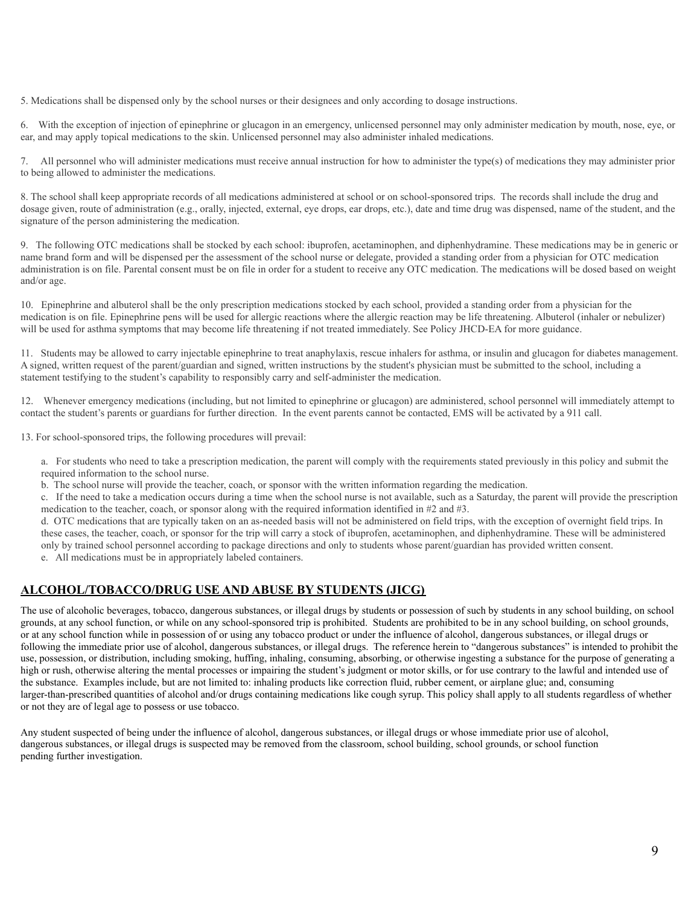5. Medications shall be dispensed only by the school nurses or their designees and only according to dosage instructions.

6. With the exception of injection of epinephrine or glucagon in an emergency, unlicensed personnel may only administer medication by mouth, nose, eye, or ear, and may apply topical medications to the skin. Unlicensed personnel may also administer inhaled medications.

7. All personnel who will administer medications must receive annual instruction for how to administer the type(s) of medications they may administer prior to being allowed to administer the medications.

8. The school shall keep appropriate records of all medications administered at school or on school-sponsored trips. The records shall include the drug and dosage given, route of administration (e.g., orally, injected, external, eye drops, ear drops, etc.), date and time drug was dispensed, name of the student, and the signature of the person administering the medication.

9. The following OTC medications shall be stocked by each school: ibuprofen, acetaminophen, and diphenhydramine. These medications may be in generic or name brand form and will be dispensed per the assessment of the school nurse or delegate, provided a standing order from a physician for OTC medication administration is on file. Parental consent must be on file in order for a student to receive any OTC medication. The medications will be dosed based on weight and/or age.

10. Epinephrine and albuterol shall be the only prescription medications stocked by each school, provided a standing order from a physician for the medication is on file. Epinephrine pens will be used for allergic reactions where the allergic reaction may be life threatening. Albuterol (inhaler or nebulizer) will be used for asthma symptoms that may become life threatening if not treated immediately. See Policy JHCD-EA for more guidance.

11. Students may be allowed to carry injectable epinephrine to treat anaphylaxis, rescue inhalers for asthma, or insulin and glucagon for diabetes management. A signed, written request of the parent/guardian and signed, written instructions by the student's physician must be submitted to the school, including a statement testifying to the student's capability to responsibly carry and self-administer the medication.

12. Whenever emergency medications (including, but not limited to epinephrine or glucagon) are administered, school personnel will immediately attempt to contact the student's parents or guardians for further direction. In the event parents cannot be contacted, EMS will be activated by a 911 call.

13. For school-sponsored trips, the following procedures will prevail:

a. For students who need to take a prescription medication, the parent will comply with the requirements stated previously in this policy and submit the required information to the school nurse.
b. The school nurse will provide the teacher, coach, or sponsor with the written information regarding the medication.
c. If the need to take a medication occurs during a time when the school nurse is not available, such as a Saturday, the parent will provide the prescription medication to the teacher, coach, or sponsor along with the required information identified in #2 and #3.
d. OTC medications that are typically taken on an as-needed basis will not be administered on field trips, with the exception of overnight field trips. In these cases, the teacher, coach, or sponsor for the trip will carry a stock of ibuprofen, acetaminophen, and diphenhydramine. These will be administered only by trained school personnel according to package directions and only to students whose parent/guardian has provided written consent.
e. All medications must be in appropriately labeled containers.

## ALCOHOL/TOBACCO/DRUG USE AND ABUSE BY STUDENTS (JICG)

The use of alcoholic beverages, tobacco, dangerous substances, or illegal drugs by students or possession of such by students in any school building, on school grounds, at any school function, or while on any school-sponsored trip is prohibited. Students are prohibited to be in any school building, on school grounds, or at any school function while in possession of or using any tobacco product or under the influence of alcohol, dangerous substances, or illegal drugs or following the immediate prior use of alcohol, dangerous substances, or illegal drugs. The reference herein to "dangerous substances" is intended to prohibit the use, possession, or distribution, including smoking, huffing, inhaling, consuming, absorbing, or otherwise ingesting a substance for the purpose of generating a high or rush, otherwise altering the mental processes or impairing the student's judgment or motor skills, or for use contrary to the lawful and intended use of the substance. Examples include, but are not limited to: inhaling products like correction fluid, rubber cement, or airplane glue; and, consuming larger-than-prescribed quantities of alcohol and/or drugs containing medications like cough syrup. This policy shall apply to all students regardless of whether or not they are of legal age to possess or use tobacco.

Any student suspected of being under the influence of alcohol, dangerous substances, or illegal drugs or whose immediate prior use of alcohol, dangerous substances, or illegal drugs is suspected may be removed from the classroom, school building, school grounds, or school function pending further investigation.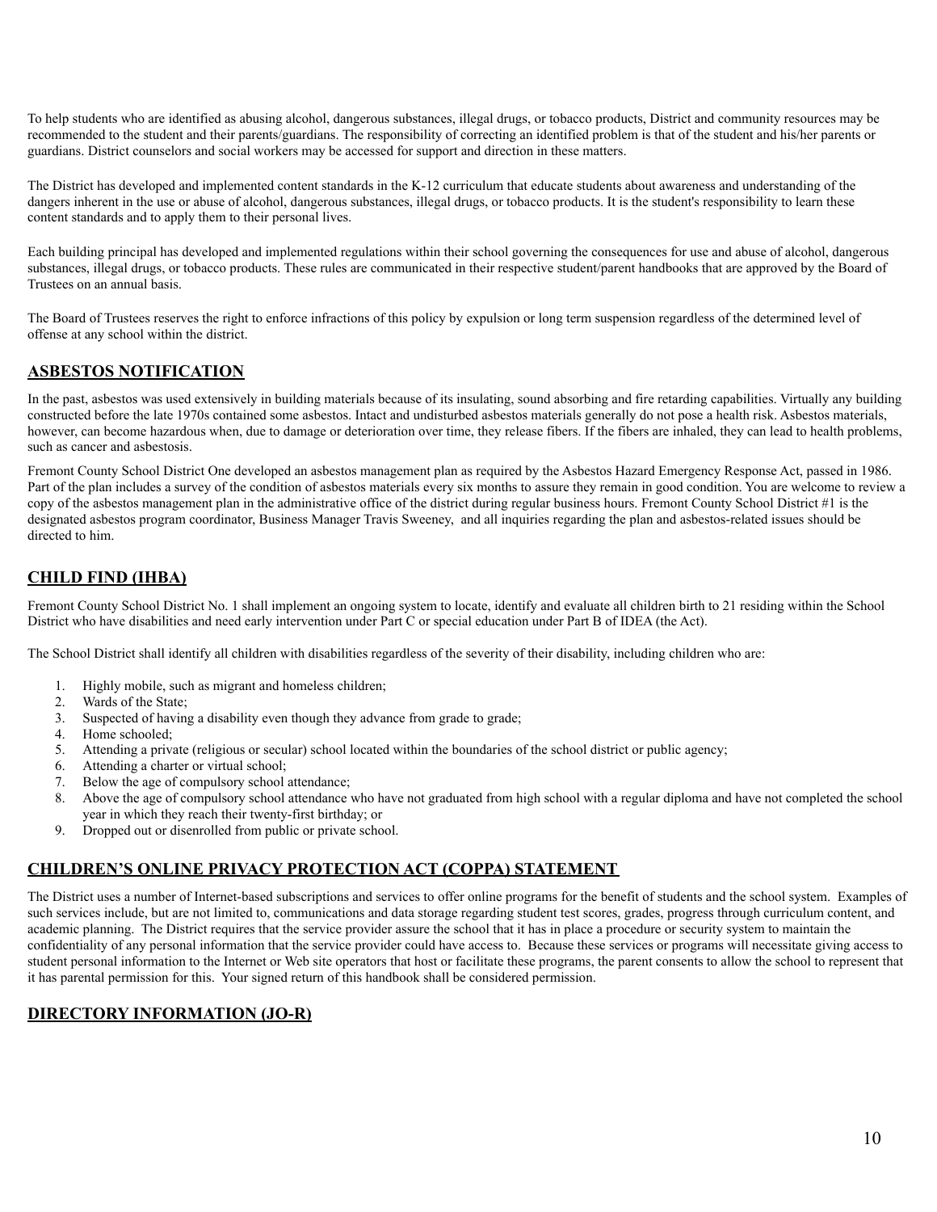To help students who are identified as abusing alcohol, dangerous substances, illegal drugs, or tobacco products, District and community resources may be recommended to the student and their parents/guardians. The responsibility of correcting an identified problem is that of the student and his/her parents or guardians. District counselors and social workers may be accessed for support and direction in these matters.

The District has developed and implemented content standards in the K-12 curriculum that educate students about awareness and understanding of the dangers inherent in the use or abuse of alcohol, dangerous substances, illegal drugs, or tobacco products. It is the student's responsibility to learn these content standards and to apply them to their personal lives.

Each building principal has developed and implemented regulations within their school governing the consequences for use and abuse of alcohol, dangerous substances, illegal drugs, or tobacco products. These rules are communicated in their respective student/parent handbooks that are approved by the Board of Trustees on an annual basis.

The Board of Trustees reserves the right to enforce infractions of this policy by expulsion or long term suspension regardless of the determined level of offense at any school within the district.

## ASBESTOS NOTIFICATION

In the past, asbestos was used extensively in building materials because of its insulating, sound absorbing and fire retarding capabilities. Virtually any building constructed before the late 1970s contained some asbestos. Intact and undisturbed asbestos materials generally do not pose a health risk. Asbestos materials, however, can become hazardous when, due to damage or deterioration over time, they release fibers. If the fibers are inhaled, they can lead to health problems, such as cancer and asbestosis.

Fremont County School District One developed an asbestos management plan as required by the Asbestos Hazard Emergency Response Act, passed in 1986. Part of the plan includes a survey of the condition of asbestos materials every six months to assure they remain in good condition. You are welcome to review a copy of the asbestos management plan in the administrative office of the district during regular business hours. Fremont County School District #1 is the designated asbestos program coordinator, Business Manager Travis Sweeney, and all inquiries regarding the plan and asbestos-related issues should be directed to him.

## CHILD FIND (IHBA)

Fremont County School District No. 1 shall implement an ongoing system to locate, identify and evaluate all children birth to 21 residing within the School District who have disabilities and need early intervention under Part C or special education under Part B of IDEA (the Act).

The School District shall identify all children with disabilities regardless of the severity of their disability, including children who are:

1. Highly mobile, such as migrant and homeless children;
2. Wards of the State;
3. Suspected of having a disability even though they advance from grade to grade;
4. Home schooled;
5. Attending a private (religious or secular) school located within the boundaries of the school district or public agency;
6. Attending a charter or virtual school;
7. Below the age of compulsory school attendance;
8. Above the age of compulsory school attendance who have not graduated from high school with a regular diploma and have not completed the school year in which they reach their twenty-first birthday; or
9. Dropped out or disenrolled from public or private school.

## CHILDREN'S ONLINE PRIVACY PROTECTION ACT (COPPA) STATEMENT

The District uses a number of Internet-based subscriptions and services to offer online programs for the benefit of students and the school system. Examples of such services include, but are not limited to, communications and data storage regarding student test scores, grades, progress through curriculum content, and academic planning. The District requires that the service provider assure the school that it has in place a procedure or security system to maintain the confidentiality of any personal information that the service provider could have access to. Because these services or programs will necessitate giving access to student personal information to the Internet or Web site operators that host or facilitate these programs, the parent consents to allow the school to represent that it has parental permission for this. Your signed return of this handbook shall be considered permission.

## DIRECTORY INFORMATION (JO-R)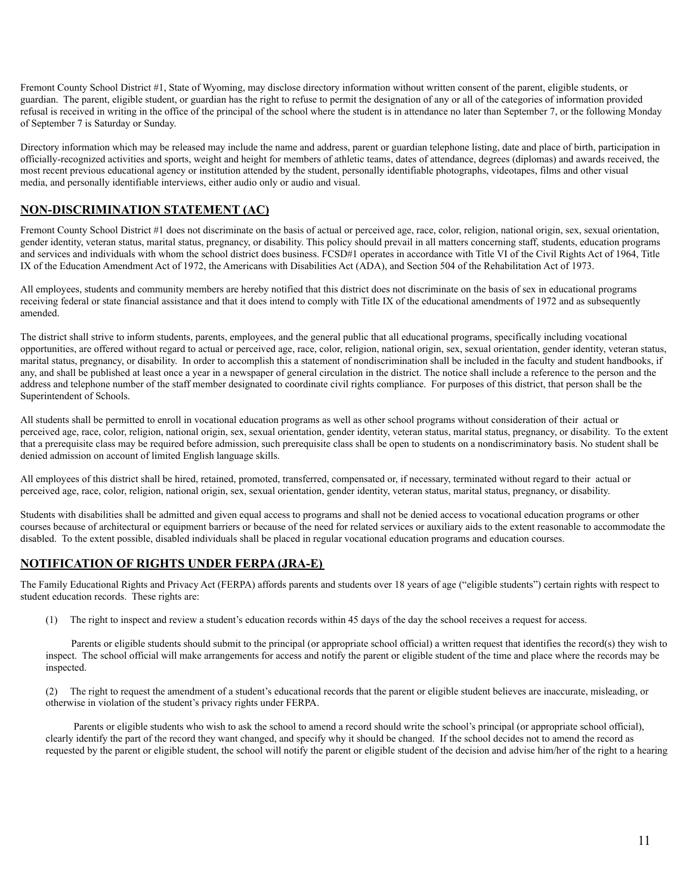Fremont County School District #1, State of Wyoming, may disclose directory information without written consent of the parent, eligible students, or guardian. The parent, eligible student, or guardian has the right to refuse to permit the designation of any or all of the categories of information provided refusal is received in writing in the office of the principal of the school where the student is in attendance no later than September 7, or the following Monday of September 7 is Saturday or Sunday.

Directory information which may be released may include the name and address, parent or guardian telephone listing, date and place of birth, participation in officially-recognized activities and sports, weight and height for members of athletic teams, dates of attendance, degrees (diplomas) and awards received, the most recent previous educational agency or institution attended by the student, personally identifiable photographs, videotapes, films and other visual media, and personally identifiable interviews, either audio only or audio and visual.

## NON-DISCRIMINATION STATEMENT (AC)

Fremont County School District #1 does not discriminate on the basis of actual or perceived age, race, color, religion, national origin, sex, sexual orientation, gender identity, veteran status, marital status, pregnancy, or disability. This policy should prevail in all matters concerning staff, students, education programs and services and individuals with whom the school district does business. FCSD#1 operates in accordance with Title VI of the Civil Rights Act of 1964, Title IX of the Education Amendment Act of 1972, the Americans with Disabilities Act (ADA), and Section 504 of the Rehabilitation Act of 1973.

All employees, students and community members are hereby notified that this district does not discriminate on the basis of sex in educational programs receiving federal or state financial assistance and that it does intend to comply with Title IX of the educational amendments of 1972 and as subsequently amended.

The district shall strive to inform students, parents, employees, and the general public that all educational programs, specifically including vocational opportunities, are offered without regard to actual or perceived age, race, color, religion, national origin, sex, sexual orientation, gender identity, veteran status, marital status, pregnancy, or disability. In order to accomplish this a statement of nondiscrimination shall be included in the faculty and student handbooks, if any, and shall be published at least once a year in a newspaper of general circulation in the district. The notice shall include a reference to the person and the address and telephone number of the staff member designated to coordinate civil rights compliance. For purposes of this district, that person shall be the Superintendent of Schools.

All students shall be permitted to enroll in vocational education programs as well as other school programs without consideration of their actual or perceived age, race, color, religion, national origin, sex, sexual orientation, gender identity, veteran status, marital status, pregnancy, or disability. To the extent that a prerequisite class may be required before admission, such prerequisite class shall be open to students on a nondiscriminatory basis. No student shall be denied admission on account of limited English language skills.

All employees of this district shall be hired, retained, promoted, transferred, compensated or, if necessary, terminated without regard to their actual or perceived age, race, color, religion, national origin, sex, sexual orientation, gender identity, veteran status, marital status, pregnancy, or disability.

Students with disabilities shall be admitted and given equal access to programs and shall not be denied access to vocational education programs or other courses because of architectural or equipment barriers or because of the need for related services or auxiliary aids to the extent reasonable to accommodate the disabled. To the extent possible, disabled individuals shall be placed in regular vocational education programs and education courses.

## NOTIFICATION OF RIGHTS UNDER FERPA (JRA-E)

The Family Educational Rights and Privacy Act (FERPA) affords parents and students over 18 years of age ("eligible students") certain rights with respect to student education records. These rights are:

(1) The right to inspect and review a student's education records within 45 days of the day the school receives a request for access.

Parents or eligible students should submit to the principal (or appropriate school official) a written request that identifies the record(s) they wish to inspect. The school official will make arrangements for access and notify the parent or eligible student of the time and place where the records may be inspected.

(2) The right to request the amendment of a student's educational records that the parent or eligible student believes are inaccurate, misleading, or otherwise in violation of the student's privacy rights under FERPA.

Parents or eligible students who wish to ask the school to amend a record should write the school's principal (or appropriate school official), clearly identify the part of the record they want changed, and specify why it should be changed. If the school decides not to amend the record as requested by the parent or eligible student, the school will notify the parent or eligible student of the decision and advise him/her of the right to a hearing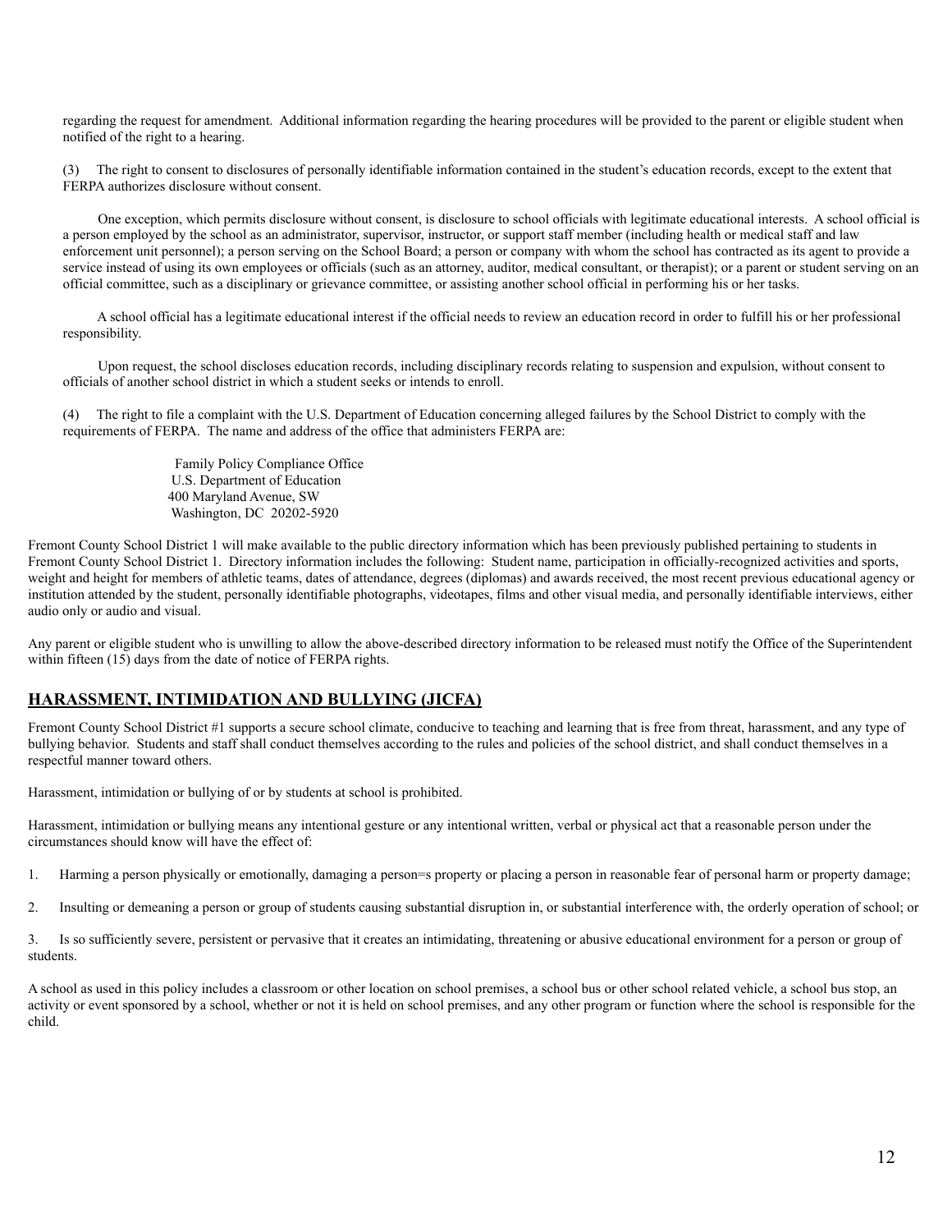regarding the request for amendment. Additional information regarding the hearing procedures will be provided to the parent or eligible student when notified of the right to a hearing.

(3) The right to consent to disclosures of personally identifiable information contained in the student's education records, except to the extent that FERPA authorizes disclosure without consent.

One exception, which permits disclosure without consent, is disclosure to school officials with legitimate educational interests. A school official is a person employed by the school as an administrator, supervisor, instructor, or support staff member (including health or medical staff and law enforcement unit personnel); a person serving on the School Board; a person or company with whom the school has contracted as its agent to provide a service instead of using its own employees or officials (such as an attorney, auditor, medical consultant, or therapist); or a parent or student serving on an official committee, such as a disciplinary or grievance committee, or assisting another school official in performing his or her tasks.

A school official has a legitimate educational interest if the official needs to review an education record in order to fulfill his or her professional responsibility.

Upon request, the school discloses education records, including disciplinary records relating to suspension and expulsion, without consent to officials of another school district in which a student seeks or intends to enroll.

(4) The right to file a complaint with the U.S. Department of Education concerning alleged failures by the School District to comply with the requirements of FERPA. The name and address of the office that administers FERPA are:

Family Policy Compliance Office  
U.S. Department of Education  
400 Maryland Avenue, SW  
Washington, DC 20202-5920

Fremont County School District 1 will make available to the public directory information which has been previously published pertaining to students in Fremont County School District 1. Directory information includes the following: Student name, participation in officially-recognized activities and sports, weight and height for members of athletic teams, dates of attendance, degrees (diplomas) and awards received, the most recent previous educational agency or institution attended by the student, personally identifiable photographs, videotapes, films and other visual media, and personally identifiable interviews, either audio only or audio and visual.

Any parent or eligible student who is unwilling to allow the above-described directory information to be released must notify the Office of the Superintendent within fifteen (15) days from the date of notice of FERPA rights.

## HARASSMENT, INTIMIDATION AND BULLYING (JICFA)

Fremont County School District #1 supports a secure school climate, conducive to teaching and learning that is free from threat, harassment, and any type of bullying behavior. Students and staff shall conduct themselves according to the rules and policies of the school district, and shall conduct themselves in a respectful manner toward others.

Harassment, intimidation or bullying of or by students at school is prohibited.

Harassment, intimidation or bullying means any intentional gesture or any intentional written, verbal or physical act that a reasonable person under the circumstances should know will have the effect of:

1. Harming a person physically or emotionally, damaging a person=s property or placing a person in reasonable fear of personal harm or property damage;

2. Insulting or demeaning a person or group of students causing substantial disruption in, or substantial interference with, the orderly operation of school; or

3. Is so sufficiently severe, persistent or pervasive that it creates an intimidating, threatening or abusive educational environment for a person or group of students.

A school as used in this policy includes a classroom or other location on school premises, a school bus or other school related vehicle, a school bus stop, an activity or event sponsored by a school, whether or not it is held on school premises, and any other program or function where the school is responsible for the child.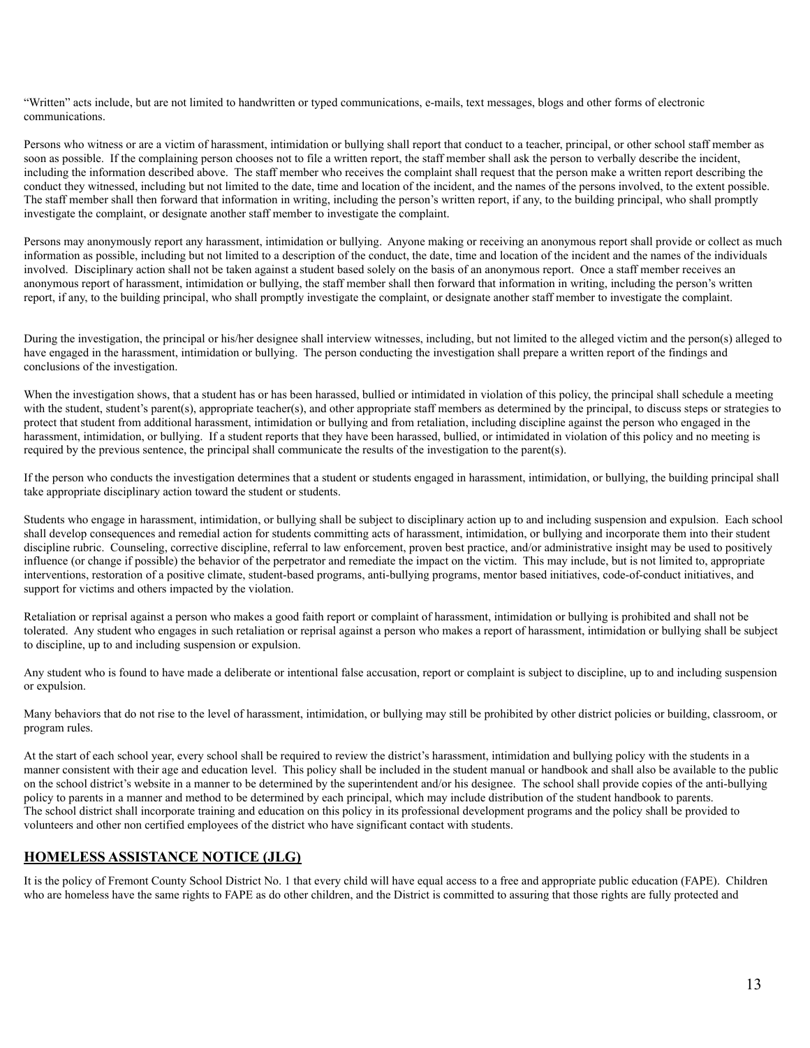"Written" acts include, but are not limited to handwritten or typed communications, e-mails, text messages, blogs and other forms of electronic communications.

Persons who witness or are a victim of harassment, intimidation or bullying shall report that conduct to a teacher, principal, or other school staff member as soon as possible. If the complaining person chooses not to file a written report, the staff member shall ask the person to verbally describe the incident, including the information described above. The staff member who receives the complaint shall request that the person make a written report describing the conduct they witnessed, including but not limited to the date, time and location of the incident, and the names of the persons involved, to the extent possible. The staff member shall then forward that information in writing, including the person's written report, if any, to the building principal, who shall promptly investigate the complaint, or designate another staff member to investigate the complaint.

Persons may anonymously report any harassment, intimidation or bullying. Anyone making or receiving an anonymous report shall provide or collect as much information as possible, including but not limited to a description of the conduct, the date, time and location of the incident and the names of the individuals involved. Disciplinary action shall not be taken against a student based solely on the basis of an anonymous report. Once a staff member receives an anonymous report of harassment, intimidation or bullying, the staff member shall then forward that information in writing, including the person's written report, if any, to the building principal, who shall promptly investigate the complaint, or designate another staff member to investigate the complaint.

During the investigation, the principal or his/her designee shall interview witnesses, including, but not limited to the alleged victim and the person(s) alleged to have engaged in the harassment, intimidation or bullying. The person conducting the investigation shall prepare a written report of the findings and conclusions of the investigation.

When the investigation shows, that a student has or has been harassed, bullied or intimidated in violation of this policy, the principal shall schedule a meeting with the student, student's parent(s), appropriate teacher(s), and other appropriate staff members as determined by the principal, to discuss steps or strategies to protect that student from additional harassment, intimidation or bullying and from retaliation, including discipline against the person who engaged in the harassment, intimidation, or bullying. If a student reports that they have been harassed, bullied, or intimidated in violation of this policy and no meeting is required by the previous sentence, the principal shall communicate the results of the investigation to the parent(s).

If the person who conducts the investigation determines that a student or students engaged in harassment, intimidation, or bullying, the building principal shall take appropriate disciplinary action toward the student or students.

Students who engage in harassment, intimidation, or bullying shall be subject to disciplinary action up to and including suspension and expulsion. Each school shall develop consequences and remedial action for students committing acts of harassment, intimidation, or bullying and incorporate them into their student discipline rubric. Counseling, corrective discipline, referral to law enforcement, proven best practice, and/or administrative insight may be used to positively influence (or change if possible) the behavior of the perpetrator and remediate the impact on the victim. This may include, but is not limited to, appropriate interventions, restoration of a positive climate, student-based programs, anti-bullying programs, mentor based initiatives, code-of-conduct initiatives, and support for victims and others impacted by the violation.

Retaliation or reprisal against a person who makes a good faith report or complaint of harassment, intimidation or bullying is prohibited and shall not be tolerated. Any student who engages in such retaliation or reprisal against a person who makes a report of harassment, intimidation or bullying shall be subject to discipline, up to and including suspension or expulsion.

Any student who is found to have made a deliberate or intentional false accusation, report or complaint is subject to discipline, up to and including suspension or expulsion.

Many behaviors that do not rise to the level of harassment, intimidation, or bullying may still be prohibited by other district policies or building, classroom, or program rules.

At the start of each school year, every school shall be required to review the district's harassment, intimidation and bullying policy with the students in a manner consistent with their age and education level. This policy shall be included in the student manual or handbook and shall also be available to the public on the school district's website in a manner to be determined by the superintendent and/or his designee. The school shall provide copies of the anti-bullying policy to parents in a manner and method to be determined by each principal, which may include distribution of the student handbook to parents.
The school district shall incorporate training and education on this policy in its professional development programs and the policy shall be provided to volunteers and other non certified employees of the district who have significant contact with students.

## HOMELESS ASSISTANCE NOTICE (JLG)

It is the policy of Fremont County School District No. 1 that every child will have equal access to a free and appropriate public education (FAPE). Children who are homeless have the same rights to FAPE as do other children, and the District is committed to assuring that those rights are fully protected and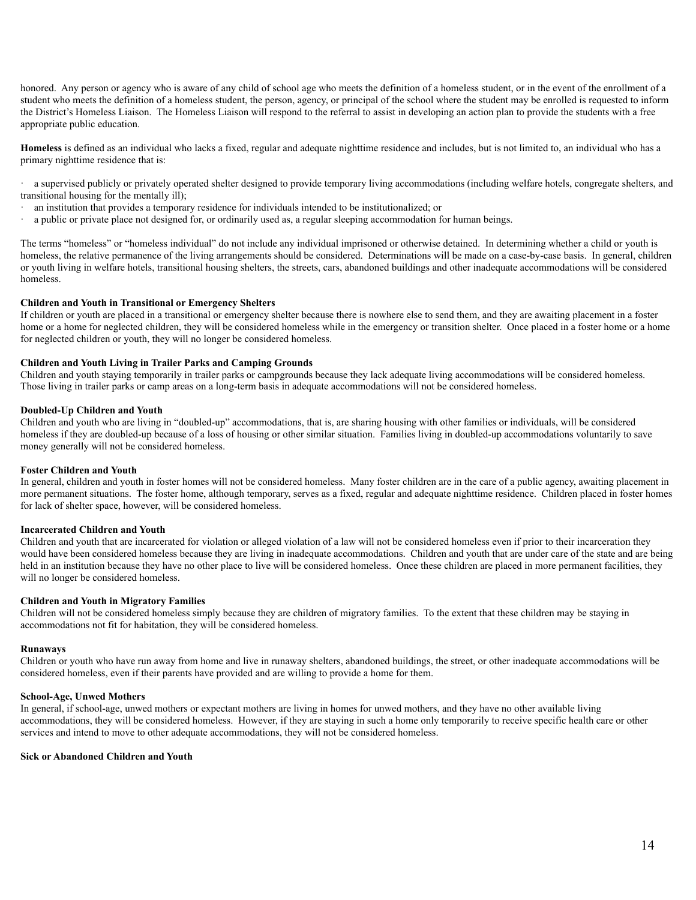honored. Any person or agency who is aware of any child of school age who meets the definition of a homeless student, or in the event of the enrollment of a student who meets the definition of a homeless student, the person, agency, or principal of the school where the student may be enrolled is requested to inform the District's Homeless Liaison. The Homeless Liaison will respond to the referral to assist in developing an action plan to provide the students with a free appropriate public education.

**Homeless** is defined as an individual who lacks a fixed, regular and adequate nighttime residence and includes, but is not limited to, an individual who has a primary nighttime residence that is:

- a supervised publicly or privately operated shelter designed to provide temporary living accommodations (including welfare hotels, congregate shelters, and transitional housing for the mentally ill);
- an institution that provides a temporary residence for individuals intended to be institutionalized; or
- a public or private place not designed for, or ordinarily used as, a regular sleeping accommodation for human beings.

The terms "homeless" or "homeless individual" do not include any individual imprisoned or otherwise detained. In determining whether a child or youth is homeless, the relative permanence of the living arrangements should be considered. Determinations will be made on a case-by-case basis. In general, children or youth living in welfare hotels, transitional housing shelters, the streets, cars, abandoned buildings and other inadequate accommodations will be considered homeless.

**Children and Youth in Transitional or Emergency Shelters**
If children or youth are placed in a transitional or emergency shelter because there is nowhere else to send them, and they are awaiting placement in a foster home or a home for neglected children, they will be considered homeless while in the emergency or transition shelter. Once placed in a foster home or a home for neglected children or youth, they will no longer be considered homeless.

**Children and Youth Living in Trailer Parks and Camping Grounds**
Children and youth staying temporarily in trailer parks or campgrounds because they lack adequate living accommodations will be considered homeless. Those living in trailer parks or camp areas on a long-term basis in adequate accommodations will not be considered homeless.

**Doubled-Up Children and Youth**
Children and youth who are living in "doubled-up" accommodations, that is, are sharing housing with other families or individuals, will be considered homeless if they are doubled-up because of a loss of housing or other similar situation. Families living in doubled-up accommodations voluntarily to save money generally will not be considered homeless.

**Foster Children and Youth**
In general, children and youth in foster homes will not be considered homeless. Many foster children are in the care of a public agency, awaiting placement in more permanent situations. The foster home, although temporary, serves as a fixed, regular and adequate nighttime residence. Children placed in foster homes for lack of shelter space, however, will be considered homeless.

**Incarcerated Children and Youth**
Children and youth that are incarcerated for violation or alleged violation of a law will not be considered homeless even if prior to their incarceration they would have been considered homeless because they are living in inadequate accommodations. Children and youth that are under care of the state and are being held in an institution because they have no other place to live will be considered homeless. Once these children are placed in more permanent facilities, they will no longer be considered homeless.

**Children and Youth in Migratory Families**
Children will not be considered homeless simply because they are children of migratory families. To the extent that these children may be staying in accommodations not fit for habitation, they will be considered homeless.

**Runaways**
Children or youth who have run away from home and live in runaway shelters, abandoned buildings, the street, or other inadequate accommodations will be considered homeless, even if their parents have provided and are willing to provide a home for them.

**School-Age, Unwed Mothers**
In general, if school-age, unwed mothers or expectant mothers are living in homes for unwed mothers, and they have no other available living accommodations, they will be considered homeless. However, if they are staying in such a home only temporarily to receive specific health care or other services and intend to move to other adequate accommodations, they will not be considered homeless.

**Sick or Abandoned Children and Youth**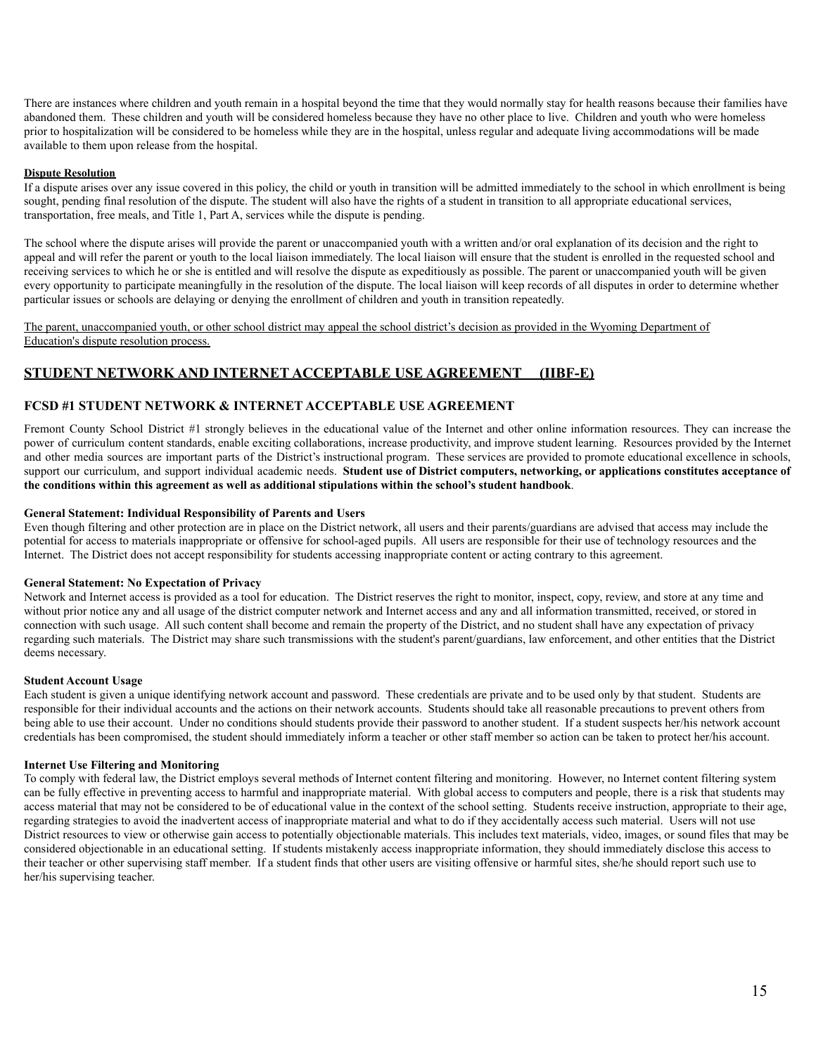There are instances where children and youth remain in a hospital beyond the time that they would normally stay for health reasons because their families have abandoned them. These children and youth will be considered homeless because they have no other place to live. Children and youth who were homeless prior to hospitalization will be considered to be homeless while they are in the hospital, unless regular and adequate living accommodations will be made available to them upon release from the hospital.

**Dispute Resolution**

If a dispute arises over any issue covered in this policy, the child or youth in transition will be admitted immediately to the school in which enrollment is being sought, pending final resolution of the dispute. The student will also have the rights of a student in transition to all appropriate educational services, transportation, free meals, and Title 1, Part A, services while the dispute is pending.

The school where the dispute arises will provide the parent or unaccompanied youth with a written and/or oral explanation of its decision and the right to appeal and will refer the parent or youth to the local liaison immediately. The local liaison will ensure that the student is enrolled in the requested school and receiving services to which he or she is entitled and will resolve the dispute as expeditiously as possible. The parent or unaccompanied youth will be given every opportunity to participate meaningfully in the resolution of the dispute. The local liaison will keep records of all disputes in order to determine whether particular issues or schools are delaying or denying the enrollment of children and youth in transition repeatedly.

The parent, unaccompanied youth, or other school district may appeal the school district's decision as provided in the Wyoming Department of Education's dispute resolution process.

## STUDENT NETWORK AND INTERNET ACCEPTABLE USE AGREEMENT (IIBF-E)

### FCSD #1 STUDENT NETWORK & INTERNET ACCEPTABLE USE AGREEMENT

Fremont County School District #1 strongly believes in the educational value of the Internet and other online information resources. They can increase the power of curriculum content standards, enable exciting collaborations, increase productivity, and improve student learning. Resources provided by the Internet and other media sources are important parts of the District's instructional program. These services are provided to promote educational excellence in schools, support our curriculum, and support individual academic needs. **Student use of District computers, networking, or applications constitutes acceptance of the conditions within this agreement as well as additional stipulations within the school's student handbook**.

**General Statement: Individual Responsibility of Parents and Users**

Even though filtering and other protection are in place on the District network, all users and their parents/guardians are advised that access may include the potential for access to materials inappropriate or offensive for school-aged pupils. All users are responsible for their use of technology resources and the Internet. The District does not accept responsibility for students accessing inappropriate content or acting contrary to this agreement.

**General Statement: No Expectation of Privacy**

Network and Internet access is provided as a tool for education. The District reserves the right to monitor, inspect, copy, review, and store at any time and without prior notice any and all usage of the district computer network and Internet access and any and all information transmitted, received, or stored in connection with such usage. All such content shall become and remain the property of the District, and no student shall have any expectation of privacy regarding such materials. The District may share such transmissions with the student's parent/guardians, law enforcement, and other entities that the District deems necessary.

**Student Account Usage**

Each student is given a unique identifying network account and password. These credentials are private and to be used only by that student. Students are responsible for their individual accounts and the actions on their network accounts. Students should take all reasonable precautions to prevent others from being able to use their account. Under no conditions should students provide their password to another student. If a student suspects her/his network account credentials has been compromised, the student should immediately inform a teacher or other staff member so action can be taken to protect her/his account.

**Internet Use Filtering and Monitoring**

To comply with federal law, the District employs several methods of Internet content filtering and monitoring. However, no Internet content filtering system can be fully effective in preventing access to harmful and inappropriate material. With global access to computers and people, there is a risk that students may access material that may not be considered to be of educational value in the context of the school setting. Students receive instruction, appropriate to their age, regarding strategies to avoid the inadvertent access of inappropriate material and what to do if they accidentally access such material. Users will not use District resources to view or otherwise gain access to potentially objectionable materials. This includes text materials, video, images, or sound files that may be considered objectionable in an educational setting. If students mistakenly access inappropriate information, they should immediately disclose this access to their teacher or other supervising staff member. If a student finds that other users are visiting offensive or harmful sites, she/he should report such use to her/his supervising teacher.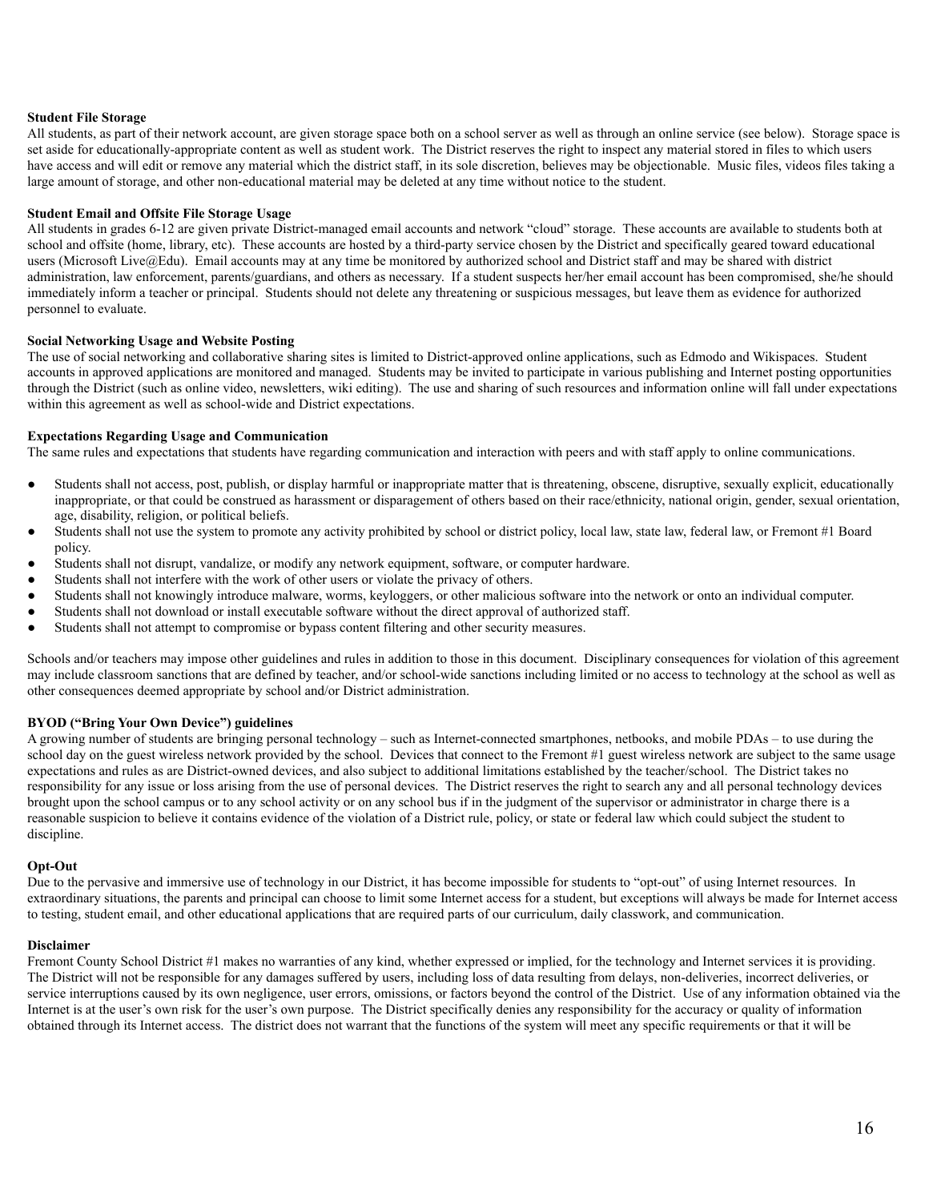**Student File Storage**

All students, as part of their network account, are given storage space both on a school server as well as through an online service (see below). Storage space is set aside for educationally-appropriate content as well as student work. The District reserves the right to inspect any material stored in files to which users have access and will edit or remove any material which the district staff, in its sole discretion, believes may be objectionable. Music files, videos files taking a large amount of storage, and other non-educational material may be deleted at any time without notice to the student.

**Student Email and Offsite File Storage Usage**

All students in grades 6-12 are given private District-managed email accounts and network "cloud" storage. These accounts are available to students both at school and offsite (home, library, etc). These accounts are hosted by a third-party service chosen by the District and specifically geared toward educational users (Microsoft Live@Edu). Email accounts may at any time be monitored by authorized school and District staff and may be shared with district administration, law enforcement, parents/guardians, and others as necessary. If a student suspects her/her email account has been compromised, she/he should immediately inform a teacher or principal. Students should not delete any threatening or suspicious messages, but leave them as evidence for authorized personnel to evaluate.

**Social Networking Usage and Website Posting**

The use of social networking and collaborative sharing sites is limited to District-approved online applications, such as Edmodo and Wikispaces. Student accounts in approved applications are monitored and managed. Students may be invited to participate in various publishing and Internet posting opportunities through the District (such as online video, newsletters, wiki editing). The use and sharing of such resources and information online will fall under expectations within this agreement as well as school-wide and District expectations.

**Expectations Regarding Usage and Communication**

The same rules and expectations that students have regarding communication and interaction with peers and with staff apply to online communications.

- Students shall not access, post, publish, or display harmful or inappropriate matter that is threatening, obscene, disruptive, sexually explicit, educationally inappropriate, or that could be construed as harassment or disparagement of others based on their race/ethnicity, national origin, gender, sexual orientation, age, disability, religion, or political beliefs.
- Students shall not use the system to promote any activity prohibited by school or district policy, local law, state law, federal law, or Fremont #1 Board policy.
- Students shall not disrupt, vandalize, or modify any network equipment, software, or computer hardware.
- Students shall not interfere with the work of other users or violate the privacy of others.
- Students shall not knowingly introduce malware, worms, keyloggers, or other malicious software into the network or onto an individual computer.
- Students shall not download or install executable software without the direct approval of authorized staff.
- Students shall not attempt to compromise or bypass content filtering and other security measures.

Schools and/or teachers may impose other guidelines and rules in addition to those in this document. Disciplinary consequences for violation of this agreement may include classroom sanctions that are defined by teacher, and/or school-wide sanctions including limited or no access to technology at the school as well as other consequences deemed appropriate by school and/or District administration.

**BYOD ("Bring Your Own Device") guidelines**

A growing number of students are bringing personal technology – such as Internet-connected smartphones, netbooks, and mobile PDAs – to use during the school day on the guest wireless network provided by the school. Devices that connect to the Fremont #1 guest wireless network are subject to the same usage expectations and rules as are District-owned devices, and also subject to additional limitations established by the teacher/school. The District takes no responsibility for any issue or loss arising from the use of personal devices. The District reserves the right to search any and all personal technology devices brought upon the school campus or to any school activity or on any school bus if in the judgment of the supervisor or administrator in charge there is a reasonable suspicion to believe it contains evidence of the violation of a District rule, policy, or state or federal law which could subject the student to discipline.

**Opt-Out**

Due to the pervasive and immersive use of technology in our District, it has become impossible for students to "opt-out" of using Internet resources. In extraordinary situations, the parents and principal can choose to limit some Internet access for a student, but exceptions will always be made for Internet access to testing, student email, and other educational applications that are required parts of our curriculum, daily classwork, and communication.

**Disclaimer**

Fremont County School District #1 makes no warranties of any kind, whether expressed or implied, for the technology and Internet services it is providing. The District will not be responsible for any damages suffered by users, including loss of data resulting from delays, non-deliveries, incorrect deliveries, or service interruptions caused by its own negligence, user errors, omissions, or factors beyond the control of the District. Use of any information obtained via the Internet is at the user's own risk for the user's own purpose. The District specifically denies any responsibility for the accuracy or quality of information obtained through its Internet access. The district does not warrant that the functions of the system will meet any specific requirements or that it will be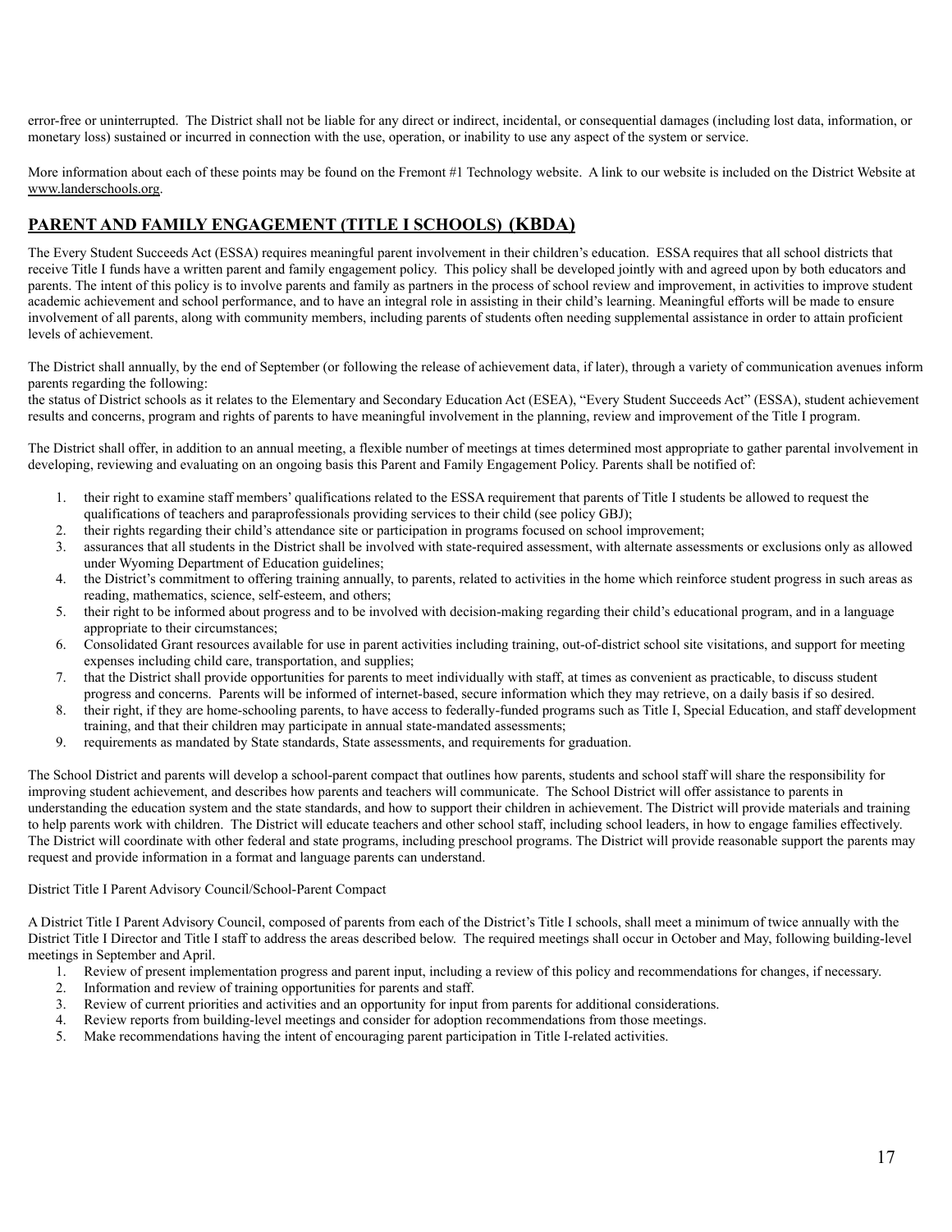error-free or uninterrupted. The District shall not be liable for any direct or indirect, incidental, or consequential damages (including lost data, information, or monetary loss) sustained or incurred in connection with the use, operation, or inability to use any aspect of the system or service.

More information about each of these points may be found on the Fremont #1 Technology website. A link to our website is included on the District Website at www.landerschools.org.

## PARENT AND FAMILY ENGAGEMENT (TITLE I SCHOOLS) (KBDA)

The Every Student Succeeds Act (ESSA) requires meaningful parent involvement in their children's education. ESSA requires that all school districts that receive Title I funds have a written parent and family engagement policy. This policy shall be developed jointly with and agreed upon by both educators and parents. The intent of this policy is to involve parents and family as partners in the process of school review and improvement, in activities to improve student academic achievement and school performance, and to have an integral role in assisting in their child's learning. Meaningful efforts will be made to ensure involvement of all parents, along with community members, including parents of students often needing supplemental assistance in order to attain proficient levels of achievement.

The District shall annually, by the end of September (or following the release of achievement data, if later), through a variety of communication avenues inform parents regarding the following:
the status of District schools as it relates to the Elementary and Secondary Education Act (ESEA), "Every Student Succeeds Act" (ESSA), student achievement results and concerns, program and rights of parents to have meaningful involvement in the planning, review and improvement of the Title I program.

The District shall offer, in addition to an annual meeting, a flexible number of meetings at times determined most appropriate to gather parental involvement in developing, reviewing and evaluating on an ongoing basis this Parent and Family Engagement Policy. Parents shall be notified of:

1. their right to examine staff members' qualifications related to the ESSA requirement that parents of Title I students be allowed to request the qualifications of teachers and paraprofessionals providing services to their child (see policy GBJ);
2. their rights regarding their child's attendance site or participation in programs focused on school improvement;
3. assurances that all students in the District shall be involved with state-required assessment, with alternate assessments or exclusions only as allowed under Wyoming Department of Education guidelines;
4. the District's commitment to offering training annually, to parents, related to activities in the home which reinforce student progress in such areas as reading, mathematics, science, self-esteem, and others;
5. their right to be informed about progress and to be involved with decision-making regarding their child's educational program, and in a language appropriate to their circumstances;
6. Consolidated Grant resources available for use in parent activities including training, out-of-district school site visitations, and support for meeting expenses including child care, transportation, and supplies;
7. that the District shall provide opportunities for parents to meet individually with staff, at times as convenient as practicable, to discuss student progress and concerns. Parents will be informed of internet-based, secure information which they may retrieve, on a daily basis if so desired.
8. their right, if they are home-schooling parents, to have access to federally-funded programs such as Title I, Special Education, and staff development training, and that their children may participate in annual state-mandated assessments;
9. requirements as mandated by State standards, State assessments, and requirements for graduation.

The School District and parents will develop a school-parent compact that outlines how parents, students and school staff will share the responsibility for improving student achievement, and describes how parents and teachers will communicate. The School District will offer assistance to parents in understanding the education system and the state standards, and how to support their children in achievement. The District will provide materials and training to help parents work with children. The District will educate teachers and other school staff, including school leaders, in how to engage families effectively. The District will coordinate with other federal and state programs, including preschool programs. The District will provide reasonable support the parents may request and provide information in a format and language parents can understand.

District Title I Parent Advisory Council/School-Parent Compact

A District Title I Parent Advisory Council, composed of parents from each of the District's Title I schools, shall meet a minimum of twice annually with the District Title I Director and Title I staff to address the areas described below. The required meetings shall occur in October and May, following building-level meetings in September and April.

1. Review of present implementation progress and parent input, including a review of this policy and recommendations for changes, if necessary.
2. Information and review of training opportunities for parents and staff.
3. Review of current priorities and activities and an opportunity for input from parents for additional considerations.
4. Review reports from building-level meetings and consider for adoption recommendations from those meetings.
5. Make recommendations having the intent of encouraging parent participation in Title I-related activities.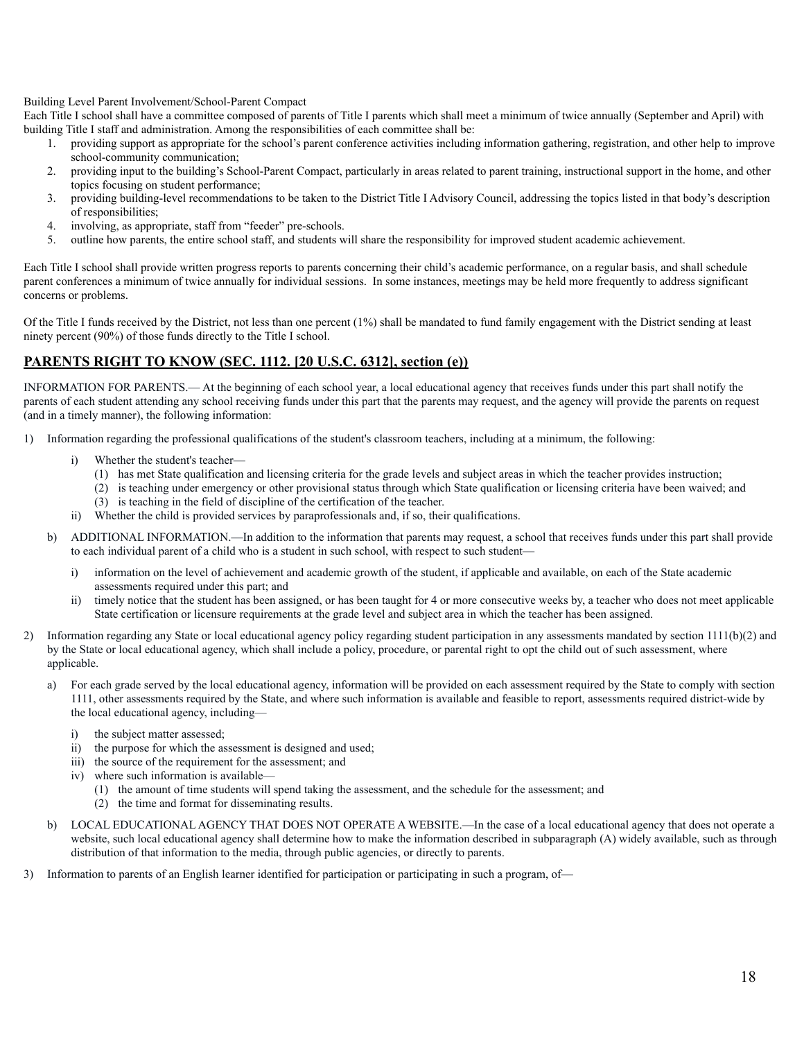Building Level Parent Involvement/School-Parent Compact

Each Title I school shall have a committee composed of parents of Title I parents which shall meet a minimum of twice annually (September and April) with building Title I staff and administration. Among the responsibilities of each committee shall be:

1. providing support as appropriate for the school's parent conference activities including information gathering, registration, and other help to improve school-community communication;
2. providing input to the building's School-Parent Compact, particularly in areas related to parent training, instructional support in the home, and other topics focusing on student performance;
3. providing building-level recommendations to be taken to the District Title I Advisory Council, addressing the topics listed in that body's description of responsibilities;
4. involving, as appropriate, staff from "feeder" pre-schools.
5. outline how parents, the entire school staff, and students will share the responsibility for improved student academic achievement.

Each Title I school shall provide written progress reports to parents concerning their child's academic performance, on a regular basis, and shall schedule parent conferences a minimum of twice annually for individual sessions. In some instances, meetings may be held more frequently to address significant concerns or problems.

Of the Title I funds received by the District, not less than one percent (1%) shall be mandated to fund family engagement with the District sending at least ninety percent (90%) of those funds directly to the Title I school.

## PARENTS RIGHT TO KNOW (SEC. 1112. [20 U.S.C. 6312], section (e))

INFORMATION FOR PARENTS.— At the beginning of each school year, a local educational agency that receives funds under this part shall notify the parents of each student attending any school receiving funds under this part that the parents may request, and the agency will provide the parents on request (and in a timely manner), the following information:

1) Information regarding the professional qualifications of the student's classroom teachers, including at a minimum, the following:

   i) Whether the student's teacher—
      (1) has met State qualification and licensing criteria for the grade levels and subject areas in which the teacher provides instruction;
      (2) is teaching under emergency or other provisional status through which State qualification or licensing criteria have been waived; and
      (3) is teaching in the field of discipline of the certification of the teacher.

   ii) Whether the child is provided services by paraprofessionals and, if so, their qualifications.

   b) ADDITIONAL INFORMATION.—In addition to the information that parents may request, a school that receives funds under this part shall provide to each individual parent of a child who is a student in such school, with respect to such student—

      i) information on the level of achievement and academic growth of the student, if applicable and available, on each of the State academic assessments required under this part; and
      ii) timely notice that the student has been assigned, or has been taught for 4 or more consecutive weeks by, a teacher who does not meet applicable State certification or licensure requirements at the grade level and subject area in which the teacher has been assigned.

2) Information regarding any State or local educational agency policy regarding student participation in any assessments mandated by section 1111(b)(2) and by the State or local educational agency, which shall include a policy, procedure, or parental right to opt the child out of such assessment, where applicable.

   a) For each grade served by the local educational agency, information will be provided on each assessment required by the State to comply with section 1111, other assessments required by the State, and where such information is available and feasible to report, assessments required district-wide by the local educational agency, including—

      i) the subject matter assessed;
      ii) the purpose for which the assessment is designed and used;
      iii) the source of the requirement for the assessment; and
      iv) where such information is available—
         (1) the amount of time students will spend taking the assessment, and the schedule for the assessment; and
         (2) the time and format for disseminating results.

   b) LOCAL EDUCATIONAL AGENCY THAT DOES NOT OPERATE A WEBSITE.—In the case of a local educational agency that does not operate a website, such local educational agency shall determine how to make the information described in subparagraph (A) widely available, such as through distribution of that information to the media, through public agencies, or directly to parents.

3) Information to parents of an English learner identified for participation or participating in such a program, of—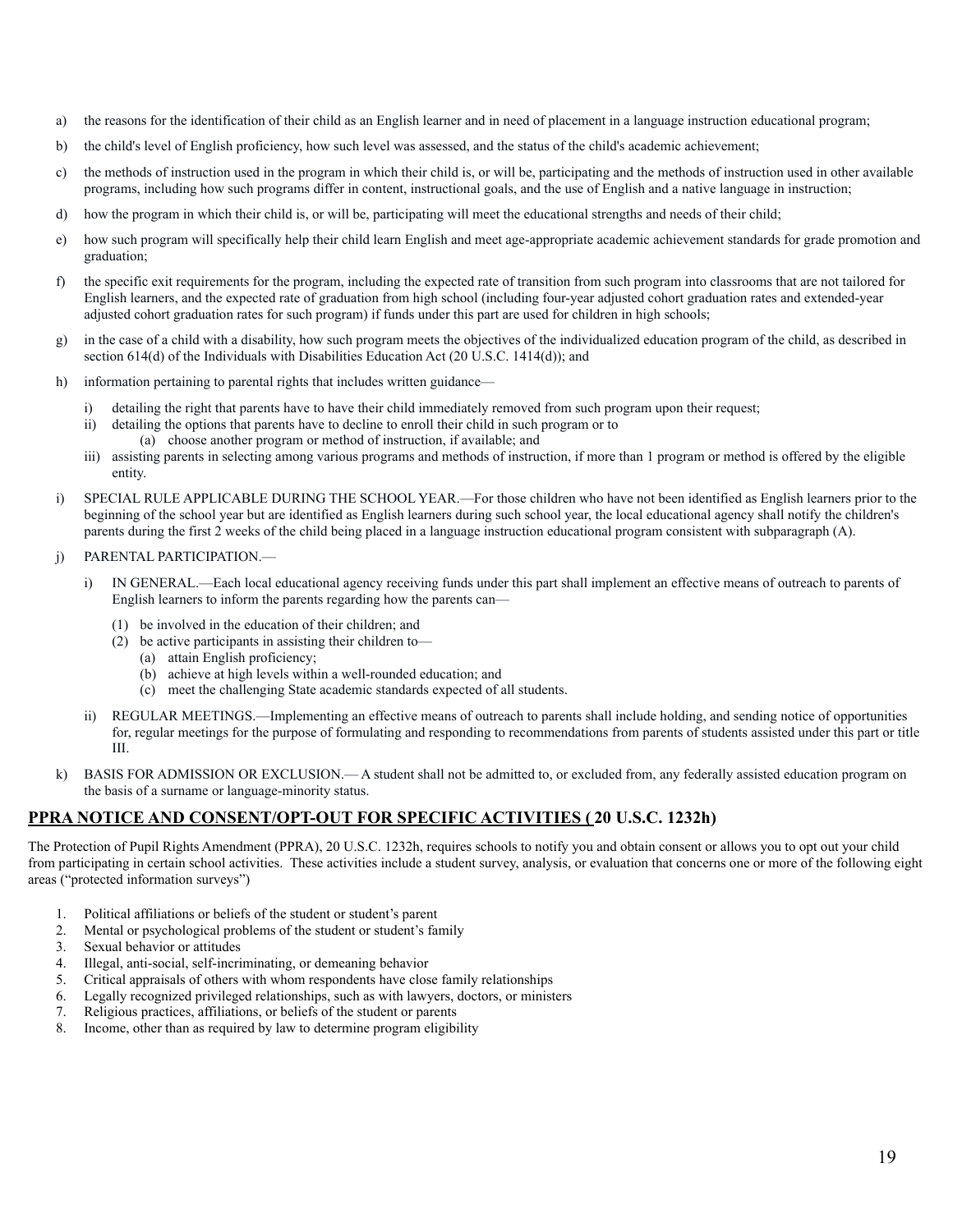a) the reasons for the identification of their child as an English learner and in need of placement in a language instruction educational program;

b) the child's level of English proficiency, how such level was assessed, and the status of the child's academic achievement;

c) the methods of instruction used in the program in which their child is, or will be, participating and the methods of instruction used in other available programs, including how such programs differ in content, instructional goals, and the use of English and a native language in instruction;

d) how the program in which their child is, or will be, participating will meet the educational strengths and needs of their child;

e) how such program will specifically help their child learn English and meet age-appropriate academic achievement standards for grade promotion and graduation;

f) the specific exit requirements for the program, including the expected rate of transition from such program into classrooms that are not tailored for English learners, and the expected rate of graduation from high school (including four-year adjusted cohort graduation rates and extended-year adjusted cohort graduation rates for such program) if funds under this part are used for children in high schools;

g) in the case of a child with a disability, how such program meets the objectives of the individualized education program of the child, as described in section 614(d) of the Individuals with Disabilities Education Act (20 U.S.C. 1414(d)); and

h) information pertaining to parental rights that includes written guidance—

   i) detailing the right that parents have to have their child immediately removed from such program upon their request;
   ii) detailing the options that parents have to decline to enroll their child in such program or to
      (a) choose another program or method of instruction, if available; and
   iii) assisting parents in selecting among various programs and methods of instruction, if more than 1 program or method is offered by the eligible entity.

i) SPECIAL RULE APPLICABLE DURING THE SCHOOL YEAR.—For those children who have not been identified as English learners prior to the beginning of the school year but are identified as English learners during such school year, the local educational agency shall notify the children's parents during the first 2 weeks of the child being placed in a language instruction educational program consistent with subparagraph (A).

j) PARENTAL PARTICIPATION.—

   i) IN GENERAL.—Each local educational agency receiving funds under this part shall implement an effective means of outreach to parents of English learners to inform the parents regarding how the parents can—

      (1) be involved in the education of their children; and
      (2) be active participants in assisting their children to—
         (a) attain English proficiency;
         (b) achieve at high levels within a well-rounded education; and
         (c) meet the challenging State academic standards expected of all students.

   ii) REGULAR MEETINGS.—Implementing an effective means of outreach to parents shall include holding, and sending notice of opportunities for, regular meetings for the purpose of formulating and responding to recommendations from parents of students assisted under this part or title III.

k) BASIS FOR ADMISSION OR EXCLUSION.— A student shall not be admitted to, or excluded from, any federally assisted education program on the basis of a surname or language-minority status.

## PPRA NOTICE AND CONSENT/OPT-OUT FOR SPECIFIC ACTIVITIES ( 20 U.S.C. 1232h)

The Protection of Pupil Rights Amendment (PPRA), 20 U.S.C. 1232h, requires schools to notify you and obtain consent or allows you to opt out your child from participating in certain school activities. These activities include a student survey, analysis, or evaluation that concerns one or more of the following eight areas ("protected information surveys")

1. Political affiliations or beliefs of the student or student's parent
2. Mental or psychological problems of the student or student's family
3. Sexual behavior or attitudes
4. Illegal, anti-social, self-incriminating, or demeaning behavior
5. Critical appraisals of others with whom respondents have close family relationships
6. Legally recognized privileged relationships, such as with lawyers, doctors, or ministers
7. Religious practices, affiliations, or beliefs of the student or parents
8. Income, other than as required by law to determine program eligibility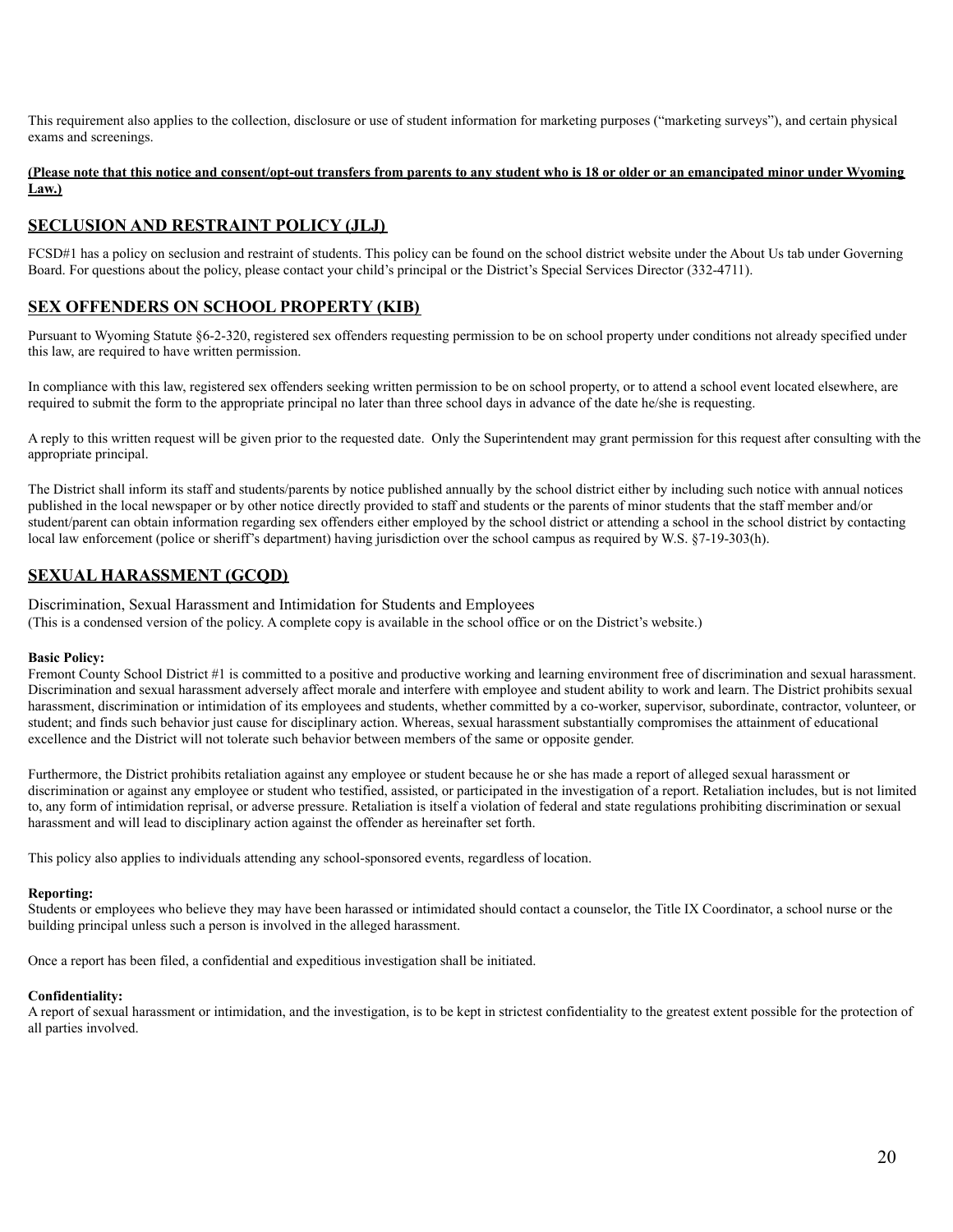This requirement also applies to the collection, disclosure or use of student information for marketing purposes ("marketing surveys"), and certain physical exams and screenings.

**(Please note that this notice and consent/opt-out transfers from parents to any student who is 18 or older or an emancipated minor under Wyoming Law.)**

## SECLUSION AND RESTRAINT POLICY (JLJ)

FCSD#1 has a policy on seclusion and restraint of students. This policy can be found on the school district website under the About Us tab under Governing Board. For questions about the policy, please contact your child's principal or the District's Special Services Director (332-4711).

## SEX OFFENDERS ON SCHOOL PROPERTY (KIB)

Pursuant to Wyoming Statute §6-2-320, registered sex offenders requesting permission to be on school property under conditions not already specified under this law, are required to have written permission.

In compliance with this law, registered sex offenders seeking written permission to be on school property, or to attend a school event located elsewhere, are required to submit the form to the appropriate principal no later than three school days in advance of the date he/she is requesting.

A reply to this written request will be given prior to the requested date. Only the Superintendent may grant permission for this request after consulting with the appropriate principal.

The District shall inform its staff and students/parents by notice published annually by the school district either by including such notice with annual notices published in the local newspaper or by other notice directly provided to staff and students or the parents of minor students that the staff member and/or student/parent can obtain information regarding sex offenders either employed by the school district or attending a school in the school district by contacting local law enforcement (police or sheriff's department) having jurisdiction over the school campus as required by W.S. §7-19-303(h).

## SEXUAL HARASSMENT (GCQD)

Discrimination, Sexual Harassment and Intimidation for Students and Employees
(This is a condensed version of the policy. A complete copy is available in the school office or on the District's website.)

**Basic Policy:**
Fremont County School District #1 is committed to a positive and productive working and learning environment free of discrimination and sexual harassment. Discrimination and sexual harassment adversely affect morale and interfere with employee and student ability to work and learn. The District prohibits sexual harassment, discrimination or intimidation of its employees and students, whether committed by a co-worker, supervisor, subordinate, contractor, volunteer, or student; and finds such behavior just cause for disciplinary action. Whereas, sexual harassment substantially compromises the attainment of educational excellence and the District will not tolerate such behavior between members of the same or opposite gender.

Furthermore, the District prohibits retaliation against any employee or student because he or she has made a report of alleged sexual harassment or discrimination or against any employee or student who testified, assisted, or participated in the investigation of a report. Retaliation includes, but is not limited to, any form of intimidation reprisal, or adverse pressure. Retaliation is itself a violation of federal and state regulations prohibiting discrimination or sexual harassment and will lead to disciplinary action against the offender as hereinafter set forth.

This policy also applies to individuals attending any school-sponsored events, regardless of location.

**Reporting:**
Students or employees who believe they may have been harassed or intimidated should contact a counselor, the Title IX Coordinator, a school nurse or the building principal unless such a person is involved in the alleged harassment.

Once a report has been filed, a confidential and expeditious investigation shall be initiated.

**Confidentiality:**
A report of sexual harassment or intimidation, and the investigation, is to be kept in strictest confidentiality to the greatest extent possible for the protection of all parties involved.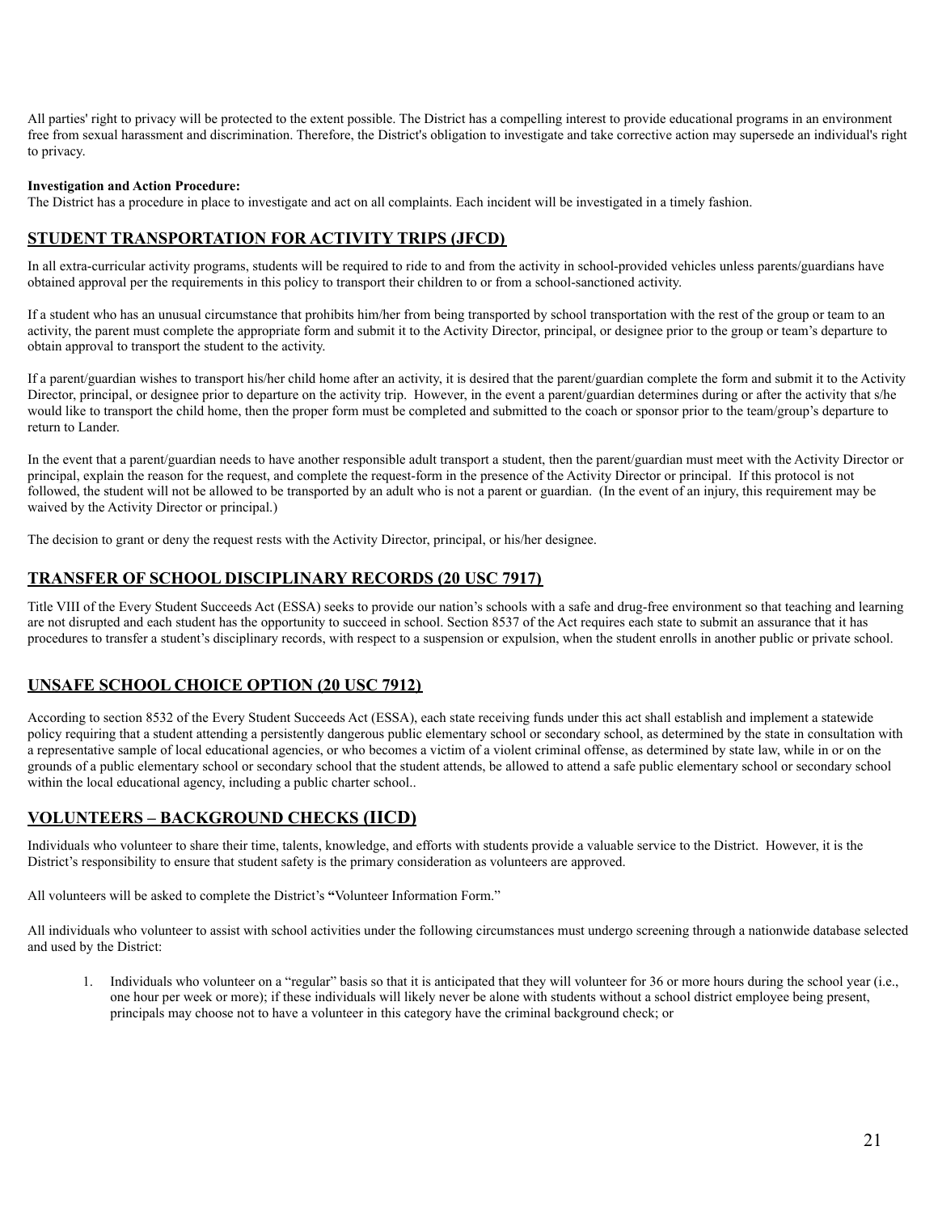All parties' right to privacy will be protected to the extent possible. The District has a compelling interest to provide educational programs in an environment free from sexual harassment and discrimination. Therefore, the District's obligation to investigate and take corrective action may supersede an individual's right to privacy.

**Investigation and Action Procedure:**
The District has a procedure in place to investigate and act on all complaints. Each incident will be investigated in a timely fashion.

## STUDENT TRANSPORTATION FOR ACTIVITY TRIPS (JFCD)

In all extra-curricular activity programs, students will be required to ride to and from the activity in school-provided vehicles unless parents/guardians have obtained approval per the requirements in this policy to transport their children to or from a school-sanctioned activity.

If a student who has an unusual circumstance that prohibits him/her from being transported by school transportation with the rest of the group or team to an activity, the parent must complete the appropriate form and submit it to the Activity Director, principal, or designee prior to the group or team's departure to obtain approval to transport the student to the activity.

If a parent/guardian wishes to transport his/her child home after an activity, it is desired that the parent/guardian complete the form and submit it to the Activity Director, principal, or designee prior to departure on the activity trip. However, in the event a parent/guardian determines during or after the activity that s/he would like to transport the child home, then the proper form must be completed and submitted to the coach or sponsor prior to the team/group's departure to return to Lander.

In the event that a parent/guardian needs to have another responsible adult transport a student, then the parent/guardian must meet with the Activity Director or principal, explain the reason for the request, and complete the request-form in the presence of the Activity Director or principal. If this protocol is not followed, the student will not be allowed to be transported by an adult who is not a parent or guardian. (In the event of an injury, this requirement may be waived by the Activity Director or principal.)

The decision to grant or deny the request rests with the Activity Director, principal, or his/her designee.

## TRANSFER OF SCHOOL DISCIPLINARY RECORDS (20 USC 7917)

Title VIII of the Every Student Succeeds Act (ESSA) seeks to provide our nation's schools with a safe and drug-free environment so that teaching and learning are not disrupted and each student has the opportunity to succeed in school. Section 8537 of the Act requires each state to submit an assurance that it has procedures to transfer a student's disciplinary records, with respect to a suspension or expulsion, when the student enrolls in another public or private school.

## UNSAFE SCHOOL CHOICE OPTION (20 USC 7912)

According to section 8532 of the Every Student Succeeds Act (ESSA), each state receiving funds under this act shall establish and implement a statewide policy requiring that a student attending a persistently dangerous public elementary school or secondary school, as determined by the state in consultation with a representative sample of local educational agencies, or who becomes a victim of a violent criminal offense, as determined by state law, while in or on the grounds of a public elementary school or secondary school that the student attends, be allowed to attend a safe public elementary school or secondary school within the local educational agency, including a public charter school..

## VOLUNTEERS – BACKGROUND CHECKS (IICD)

Individuals who volunteer to share their time, talents, knowledge, and efforts with students provide a valuable service to the District. However, it is the District's responsibility to ensure that student safety is the primary consideration as volunteers are approved.

All volunteers will be asked to complete the District's **"**Volunteer Information Form."

All individuals who volunteer to assist with school activities under the following circumstances must undergo screening through a nationwide database selected and used by the District:

1. Individuals who volunteer on a "regular" basis so that it is anticipated that they will volunteer for 36 or more hours during the school year (i.e., one hour per week or more); if these individuals will likely never be alone with students without a school district employee being present, principals may choose not to have a volunteer in this category have the criminal background check; or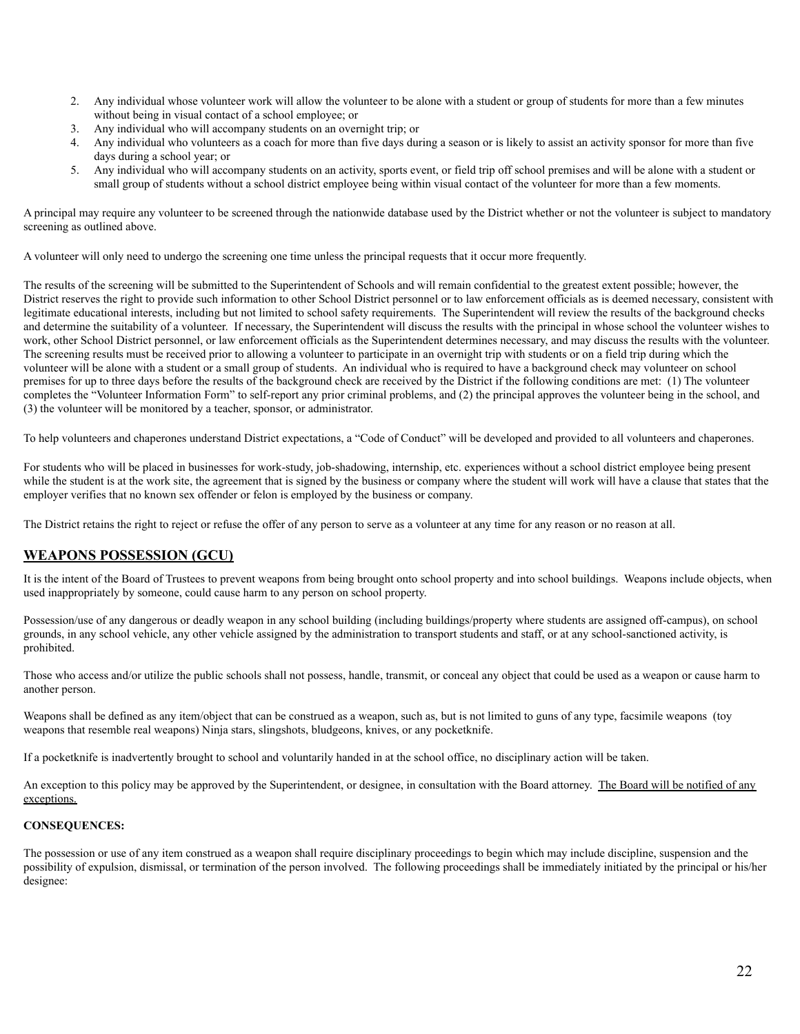2. Any individual whose volunteer work will allow the volunteer to be alone with a student or group of students for more than a few minutes without being in visual contact of a school employee; or
3. Any individual who will accompany students on an overnight trip; or
4. Any individual who volunteers as a coach for more than five days during a season or is likely to assist an activity sponsor for more than five days during a school year; or
5. Any individual who will accompany students on an activity, sports event, or field trip off school premises and will be alone with a student or small group of students without a school district employee being within visual contact of the volunteer for more than a few moments.

A principal may require any volunteer to be screened through the nationwide database used by the District whether or not the volunteer is subject to mandatory screening as outlined above.

A volunteer will only need to undergo the screening one time unless the principal requests that it occur more frequently.

The results of the screening will be submitted to the Superintendent of Schools and will remain confidential to the greatest extent possible; however, the District reserves the right to provide such information to other School District personnel or to law enforcement officials as is deemed necessary, consistent with legitimate educational interests, including but not limited to school safety requirements. The Superintendent will review the results of the background checks and determine the suitability of a volunteer. If necessary, the Superintendent will discuss the results with the principal in whose school the volunteer wishes to work, other School District personnel, or law enforcement officials as the Superintendent determines necessary, and may discuss the results with the volunteer. The screening results must be received prior to allowing a volunteer to participate in an overnight trip with students or on a field trip during which the volunteer will be alone with a student or a small group of students. An individual who is required to have a background check may volunteer on school premises for up to three days before the results of the background check are received by the District if the following conditions are met: (1) The volunteer completes the "Volunteer Information Form" to self-report any prior criminal problems, and (2) the principal approves the volunteer being in the school, and (3) the volunteer will be monitored by a teacher, sponsor, or administrator.

To help volunteers and chaperones understand District expectations, a "Code of Conduct" will be developed and provided to all volunteers and chaperones.

For students who will be placed in businesses for work-study, job-shadowing, internship, etc. experiences without a school district employee being present while the student is at the work site, the agreement that is signed by the business or company where the student will work will have a clause that states that the employer verifies that no known sex offender or felon is employed by the business or company.

The District retains the right to reject or refuse the offer of any person to serve as a volunteer at any time for any reason or no reason at all.

## WEAPONS POSSESSION (GCU)

It is the intent of the Board of Trustees to prevent weapons from being brought onto school property and into school buildings. Weapons include objects, when used inappropriately by someone, could cause harm to any person on school property.

Possession/use of any dangerous or deadly weapon in any school building (including buildings/property where students are assigned off-campus), on school grounds, in any school vehicle, any other vehicle assigned by the administration to transport students and staff, or at any school-sanctioned activity, is prohibited.

Those who access and/or utilize the public schools shall not possess, handle, transmit, or conceal any object that could be used as a weapon or cause harm to another person.

Weapons shall be defined as any item/object that can be construed as a weapon, such as, but is not limited to guns of any type, facsimile weapons (toy weapons that resemble real weapons) Ninja stars, slingshots, bludgeons, knives, or any pocketknife.

If a pocketknife is inadvertently brought to school and voluntarily handed in at the school office, no disciplinary action will be taken.

An exception to this policy may be approved by the Superintendent, or designee, in consultation with the Board attorney. The Board will be notified of any exceptions.

**CONSEQUENCES:**

The possession or use of any item construed as a weapon shall require disciplinary proceedings to begin which may include discipline, suspension and the possibility of expulsion, dismissal, or termination of the person involved. The following proceedings shall be immediately initiated by the principal or his/her designee: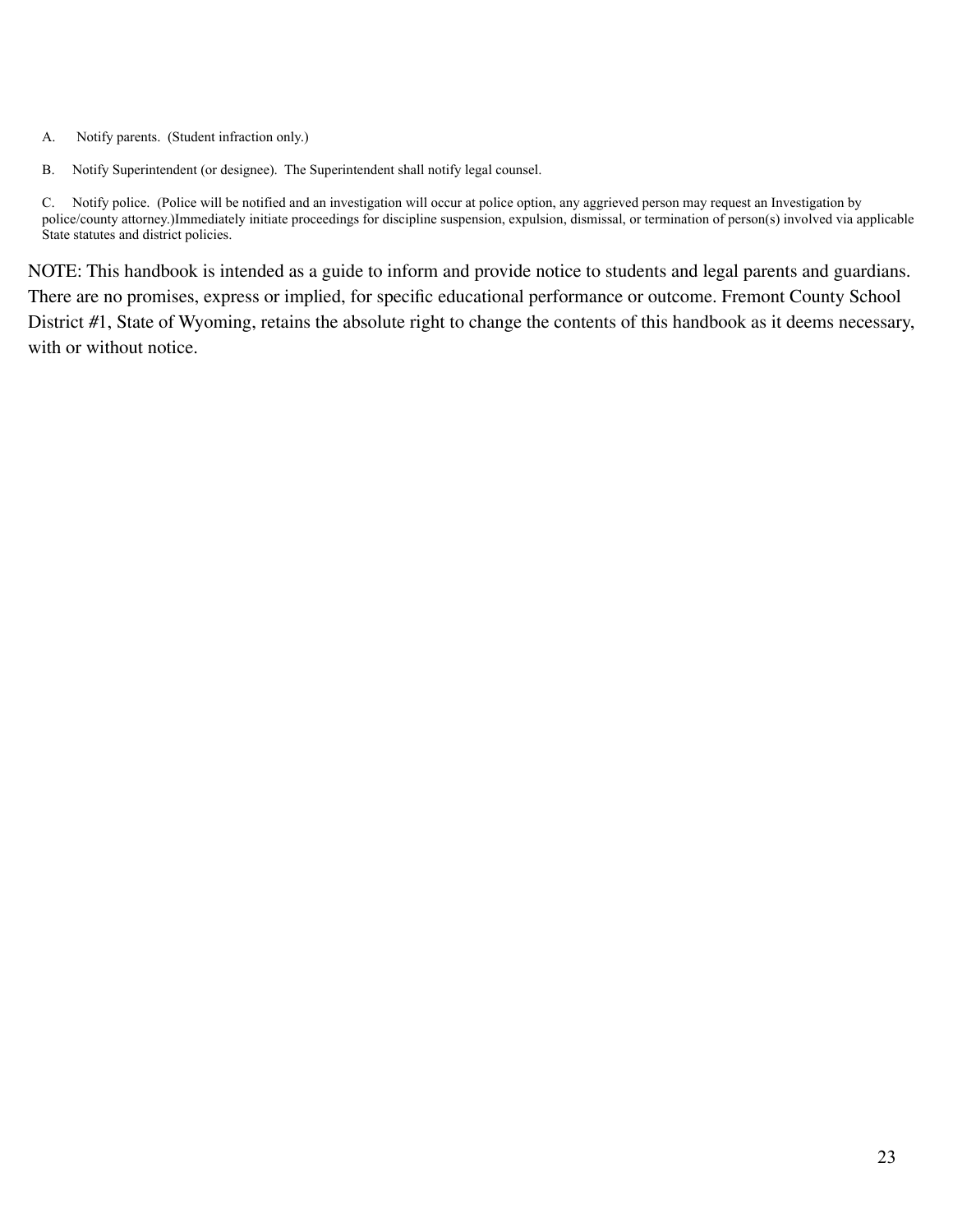A. Notify parents. (Student infraction only.)

B. Notify Superintendent (or designee). The Superintendent shall notify legal counsel.

C. Notify police. (Police will be notified and an investigation will occur at police option, any aggrieved person may request an Investigation by police/county attorney.)Immediately initiate proceedings for discipline suspension, expulsion, dismissal, or termination of person(s) involved via applicable State statutes and district policies.

NOTE: This handbook is intended as a guide to inform and provide notice to students and legal parents and guardians. There are no promises, express or implied, for specific educational performance or outcome. Fremont County School District #1, State of Wyoming, retains the absolute right to change the contents of this handbook as it deems necessary, with or without notice.